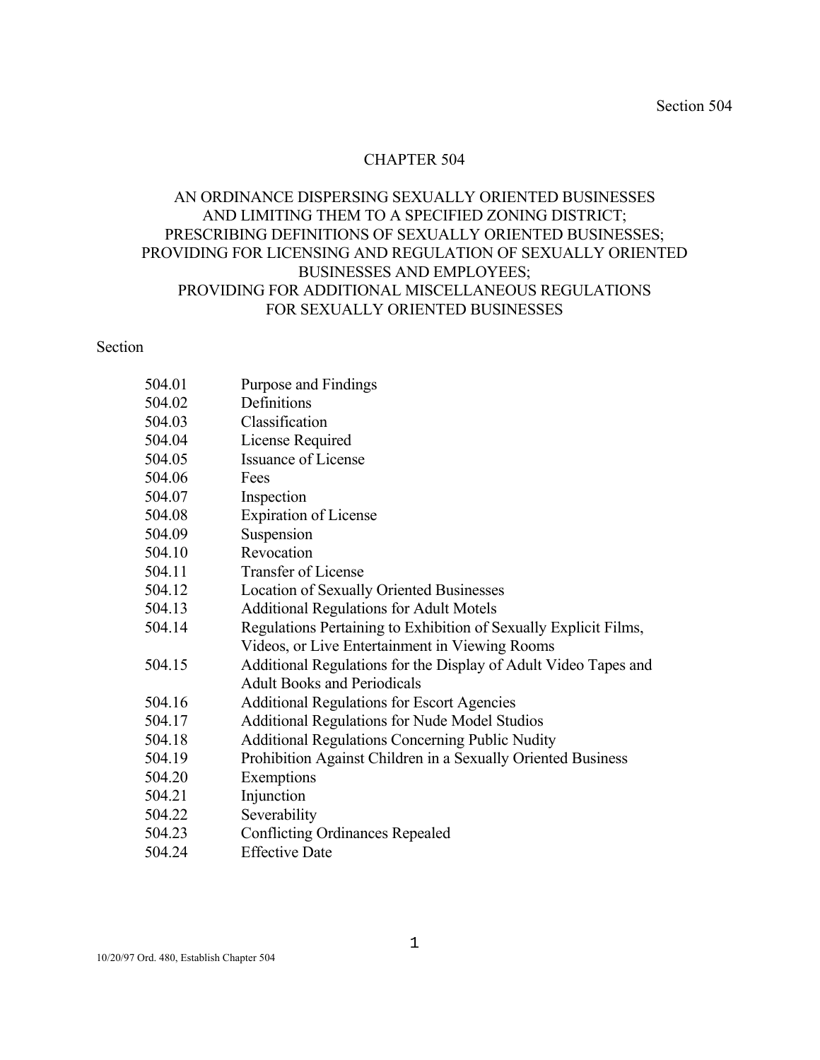# CHAPTER 504

## AN ORDINANCE DISPERSING SEXUALLY ORIENTED BUSINESSES AND LIMITING THEM TO A SPECIFIED ZONING DISTRICT; PRESCRIBING DEFINITIONS OF SEXUALLY ORIENTED BUSINESSES; PROVIDING FOR LICENSING AND REGULATION OF SEXUALLY ORIENTED BUSINESSES AND EMPLOYEES; PROVIDING FOR ADDITIONAL MISCELLANEOUS REGULATIONS FOR SEXUALLY ORIENTED BUSINESSES

Section

| | |
|---|---|
| 504.01 | Purpose and Findings |
| 504.02 | Definitions |
| 504.03 | Classification |
| 504.04 | License Required |
| 504.05 | Issuance of License |
| 504.06 | Fees |
| 504.07 | Inspection |
| 504.08 | Expiration of License |
| 504.09 | Suspension |
| 504.10 | Revocation |
| 504.11 | Transfer of License |
| 504.12 | Location of Sexually Oriented Businesses |
| 504.13 | Additional Regulations for Adult Motels |
| 504.14 | Regulations Pertaining to Exhibition of Sexually Explicit Films, Videos, or Live Entertainment in Viewing Rooms |
| 504.15 | Additional Regulations for the Display of Adult Video Tapes and Adult Books and Periodicals |
| 504.16 | Additional Regulations for Escort Agencies |
| 504.17 | Additional Regulations for Nude Model Studios |
| 504.18 | Additional Regulations Concerning Public Nudity |
| 504.19 | Prohibition Against Children in a Sexually Oriented Business |
| 504.20 | Exemptions |
| 504.21 | Injunction |
| 504.22 | Severability |
| 504.23 | Conflicting Ordinances Repealed |
| 504.24 | Effective Date |

10/20/97 Ord. 480, Establish Chapter 504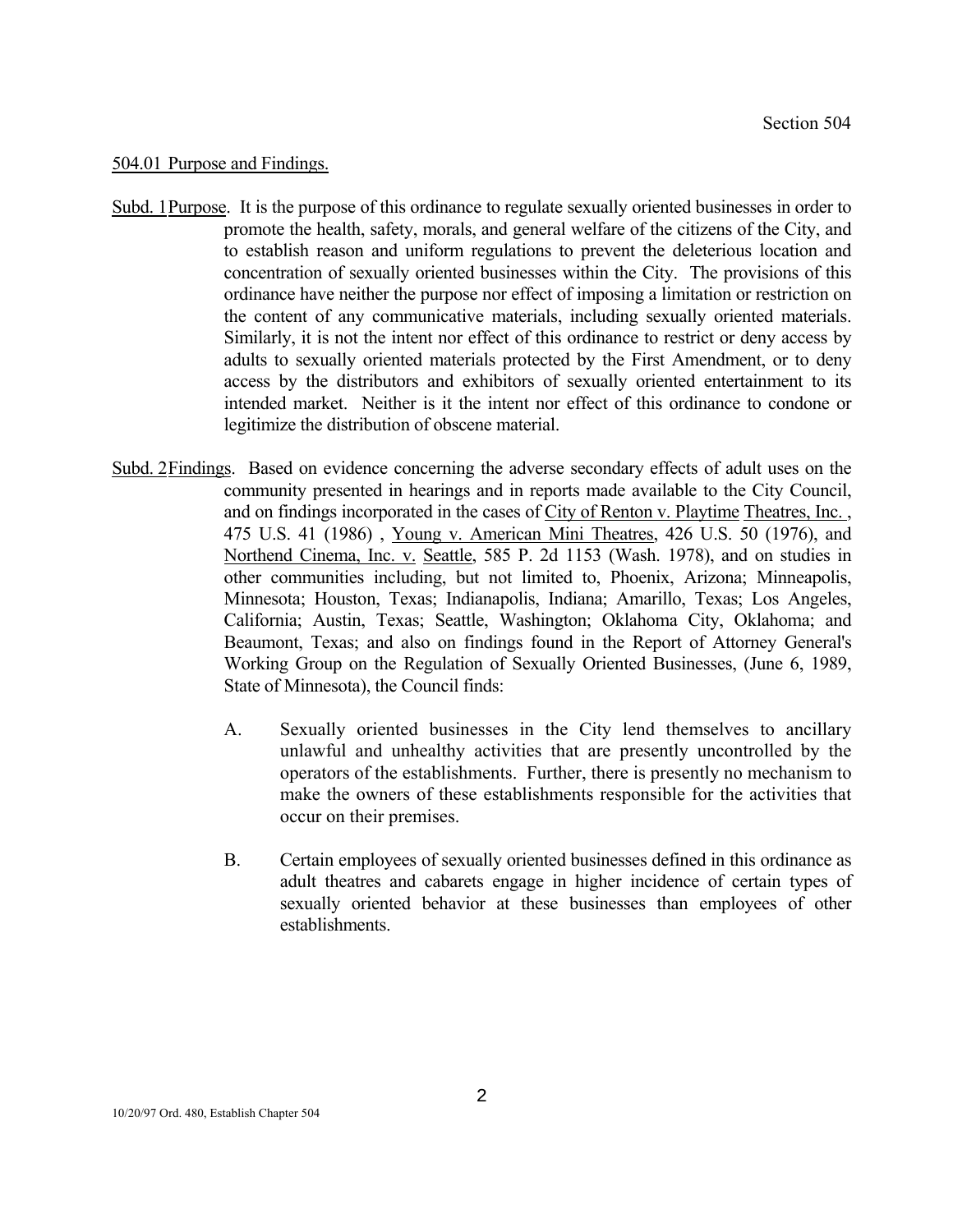504.01 Purpose and Findings.

Subd. 1 Purpose. It is the purpose of this ordinance to regulate sexually oriented businesses in order to promote the health, safety, morals, and general welfare of the citizens of the City, and to establish reason and uniform regulations to prevent the deleterious location and concentration of sexually oriented businesses within the City. The provisions of this ordinance have neither the purpose nor effect of imposing a limitation or restriction on the content of any communicative materials, including sexually oriented materials. Similarly, it is not the intent nor effect of this ordinance to restrict or deny access by adults to sexually oriented materials protected by the First Amendment, or to deny access by the distributors and exhibitors of sexually oriented entertainment to its intended market. Neither is it the intent nor effect of this ordinance to condone or legitimize the distribution of obscene material.

Subd. 2 Findings. Based on evidence concerning the adverse secondary effects of adult uses on the community presented in hearings and in reports made available to the City Council, and on findings incorporated in the cases of City of Renton v. Playtime Theatres, Inc., 475 U.S. 41 (1986), Young v. American Mini Theatres, 426 U.S. 50 (1976), and Northend Cinema, Inc. v. Seattle, 585 P. 2d 1153 (Wash. 1978), and on studies in other communities including, but not limited to, Phoenix, Arizona; Minneapolis, Minnesota; Houston, Texas; Indianapolis, Indiana; Amarillo, Texas; Los Angeles, California; Austin, Texas; Seattle, Washington; Oklahoma City, Oklahoma; and Beaumont, Texas; and also on findings found in the Report of Attorney General's Working Group on the Regulation of Sexually Oriented Businesses, (June 6, 1989, State of Minnesota), the Council finds:

A. Sexually oriented businesses in the City lend themselves to ancillary unlawful and unhealthy activities that are presently uncontrolled by the operators of the establishments. Further, there is presently no mechanism to make the owners of these establishments responsible for the activities that occur on their premises.

B. Certain employees of sexually oriented businesses defined in this ordinance as adult theatres and cabarets engage in higher incidence of certain types of sexually oriented behavior at these businesses than employees of other establishments.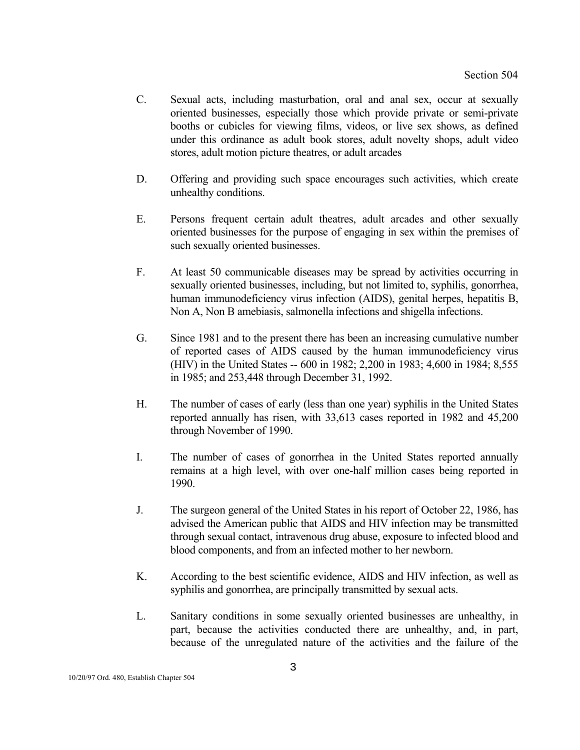C. Sexual acts, including masturbation, oral and anal sex, occur at sexually oriented businesses, especially those which provide private or semi-private booths or cubicles for viewing films, videos, or live sex shows, as defined under this ordinance as adult book stores, adult novelty shops, adult video stores, adult motion picture theatres, or adult arcades

D. Offering and providing such space encourages such activities, which create unhealthy conditions.

E. Persons frequent certain adult theatres, adult arcades and other sexually oriented businesses for the purpose of engaging in sex within the premises of such sexually oriented businesses.

F. At least 50 communicable diseases may be spread by activities occurring in sexually oriented businesses, including, but not limited to, syphilis, gonorrhea, human immunodeficiency virus infection (AIDS), genital herpes, hepatitis B, Non A, Non B amebiasis, salmonella infections and shigella infections.

G. Since 1981 and to the present there has been an increasing cumulative number of reported cases of AIDS caused by the human immunodeficiency virus (HIV) in the United States -- 600 in 1982; 2,200 in 1983; 4,600 in 1984; 8,555 in 1985; and 253,448 through December 31, 1992.

H. The number of cases of early (less than one year) syphilis in the United States reported annually has risen, with 33,613 cases reported in 1982 and 45,200 through November of 1990.

I. The number of cases of gonorrhea in the United States reported annually remains at a high level, with over one-half million cases being reported in 1990.

J. The surgeon general of the United States in his report of October 22, 1986, has advised the American public that AIDS and HIV infection may be transmitted through sexual contact, intravenous drug abuse, exposure to infected blood and blood components, and from an infected mother to her newborn.

K. According to the best scientific evidence, AIDS and HIV infection, as well as syphilis and gonorrhea, are principally transmitted by sexual acts.

L. Sanitary conditions in some sexually oriented businesses are unhealthy, in part, because the activities conducted there are unhealthy, and, in part, because of the unregulated nature of the activities and the failure of the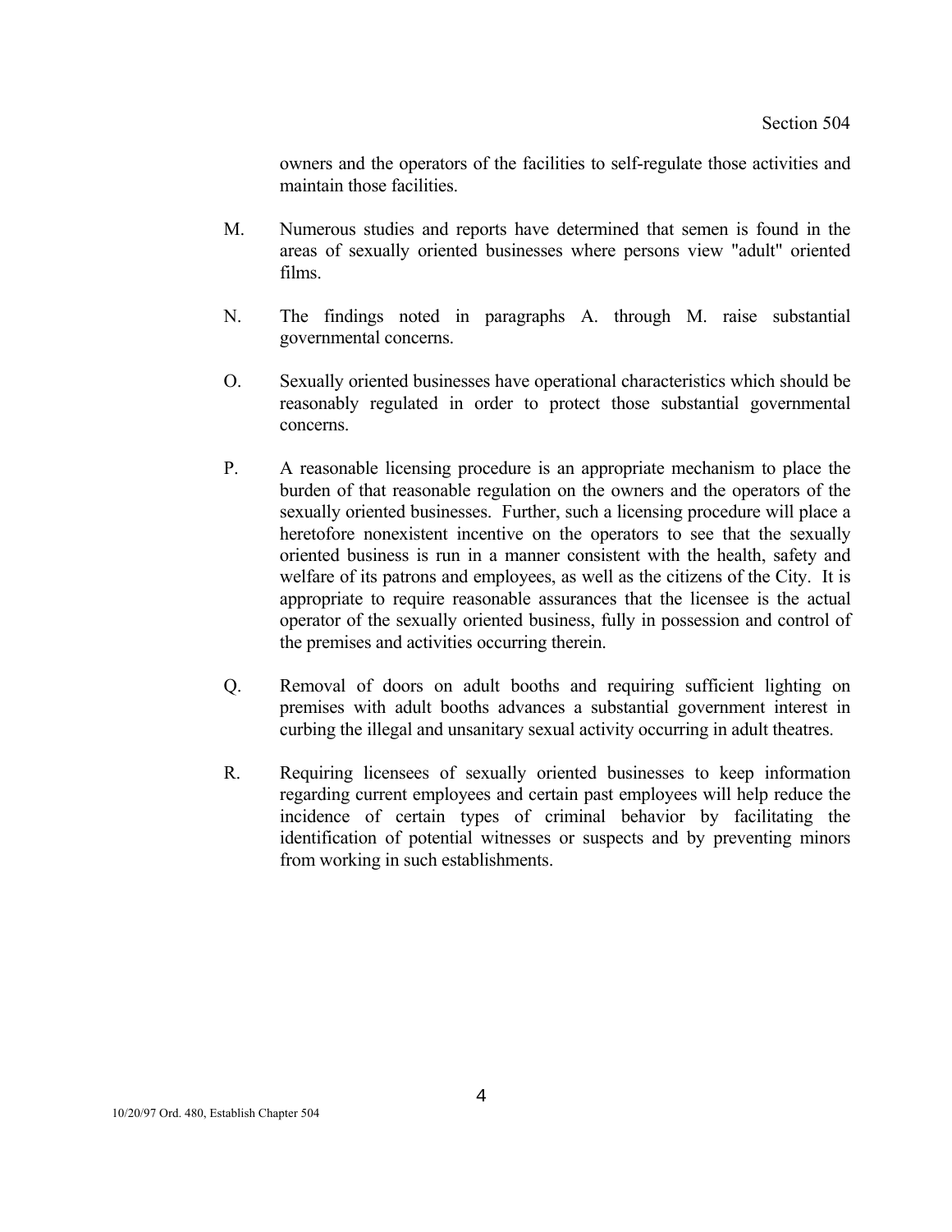owners and the operators of the facilities to self-regulate those activities and maintain those facilities.

M. Numerous studies and reports have determined that semen is found in the areas of sexually oriented businesses where persons view "adult" oriented films.

N. The findings noted in paragraphs A. through M. raise substantial governmental concerns.

O. Sexually oriented businesses have operational characteristics which should be reasonably regulated in order to protect those substantial governmental concerns.

P. A reasonable licensing procedure is an appropriate mechanism to place the burden of that reasonable regulation on the owners and the operators of the sexually oriented businesses. Further, such a licensing procedure will place a heretofore nonexistent incentive on the operators to see that the sexually oriented business is run in a manner consistent with the health, safety and welfare of its patrons and employees, as well as the citizens of the City. It is appropriate to require reasonable assurances that the licensee is the actual operator of the sexually oriented business, fully in possession and control of the premises and activities occurring therein.

Q. Removal of doors on adult booths and requiring sufficient lighting on premises with adult booths advances a substantial government interest in curbing the illegal and unsanitary sexual activity occurring in adult theatres.

R. Requiring licensees of sexually oriented businesses to keep information regarding current employees and certain past employees will help reduce the incidence of certain types of criminal behavior by facilitating the identification of potential witnesses or suspects and by preventing minors from working in such establishments.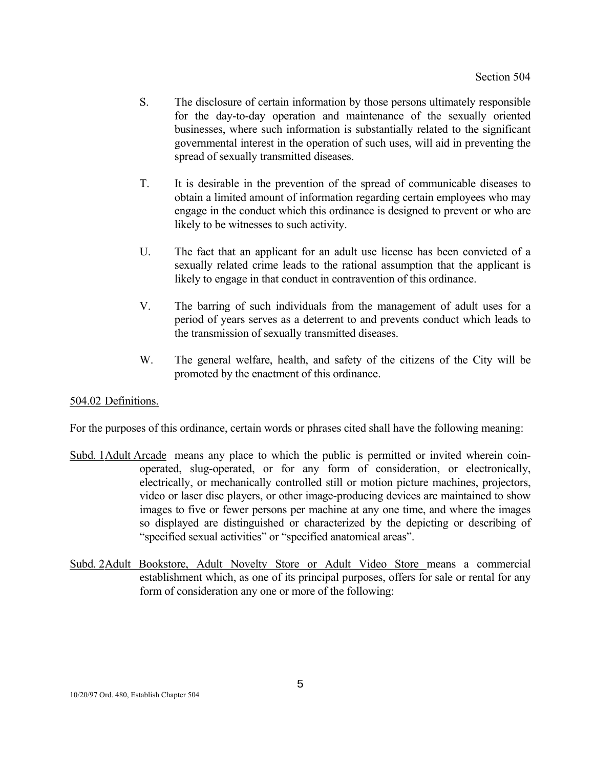S. The disclosure of certain information by those persons ultimately responsible for the day-to-day operation and maintenance of the sexually oriented businesses, where such information is substantially related to the significant governmental interest in the operation of such uses, will aid in preventing the spread of sexually transmitted diseases.

T. It is desirable in the prevention of the spread of communicable diseases to obtain a limited amount of information regarding certain employees who may engage in the conduct which this ordinance is designed to prevent or who are likely to be witnesses to such activity.

U. The fact that an applicant for an adult use license has been convicted of a sexually related crime leads to the rational assumption that the applicant is likely to engage in that conduct in contravention of this ordinance.

V. The barring of such individuals from the management of adult uses for a period of years serves as a deterrent to and prevents conduct which leads to the transmission of sexually transmitted diseases.

W. The general welfare, health, and safety of the citizens of the City will be promoted by the enactment of this ordinance.

504.02 Definitions.

For the purposes of this ordinance, certain words or phrases cited shall have the following meaning:

Subd. 1 Adult Arcade means any place to which the public is permitted or invited wherein coin-operated, slug-operated, or for any form of consideration, or electronically, electrically, or mechanically controlled still or motion picture machines, projectors, video or laser disc players, or other image-producing devices are maintained to show images to five or fewer persons per machine at any one time, and where the images so displayed are distinguished or characterized by the depicting or describing of "specified sexual activities" or "specified anatomical areas".

Subd. 2 Adult Bookstore, Adult Novelty Store or Adult Video Store means a commercial establishment which, as one of its principal purposes, offers for sale or rental for any form of consideration any one or more of the following: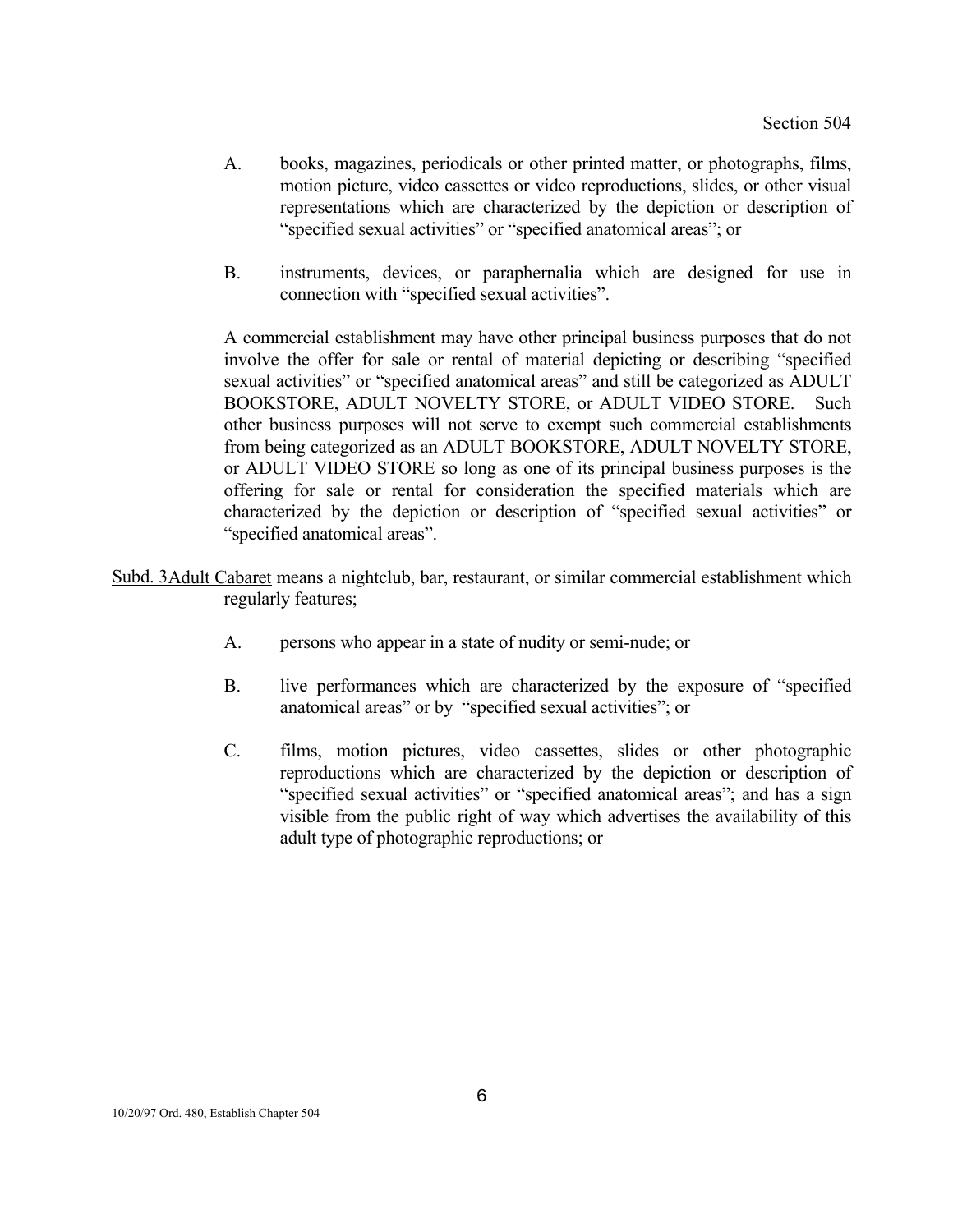A. books, magazines, periodicals or other printed matter, or photographs, films, motion picture, video cassettes or video reproductions, slides, or other visual representations which are characterized by the depiction or description of "specified sexual activities" or "specified anatomical areas"; or

B. instruments, devices, or paraphernalia which are designed for use in connection with "specified sexual activities".

A commercial establishment may have other principal business purposes that do not involve the offer for sale or rental of material depicting or describing "specified sexual activities" or "specified anatomical areas" and still be categorized as ADULT BOOKSTORE, ADULT NOVELTY STORE, or ADULT VIDEO STORE. Such other business purposes will not serve to exempt such commercial establishments from being categorized as an ADULT BOOKSTORE, ADULT NOVELTY STORE, or ADULT VIDEO STORE so long as one of its principal business purposes is the offering for sale or rental for consideration the specified materials which are characterized by the depiction or description of "specified sexual activities" or "specified anatomical areas".

Subd. 3 Adult Cabaret means a nightclub, bar, restaurant, or similar commercial establishment which regularly features;

A. persons who appear in a state of nudity or semi-nude; or

B. live performances which are characterized by the exposure of "specified anatomical areas" or by "specified sexual activities"; or

C. films, motion pictures, video cassettes, slides or other photographic reproductions which are characterized by the depiction or description of "specified sexual activities" or "specified anatomical areas"; and has a sign visible from the public right of way which advertises the availability of this adult type of photographic reproductions; or

10/20/97 Ord. 480, Establish Chapter 504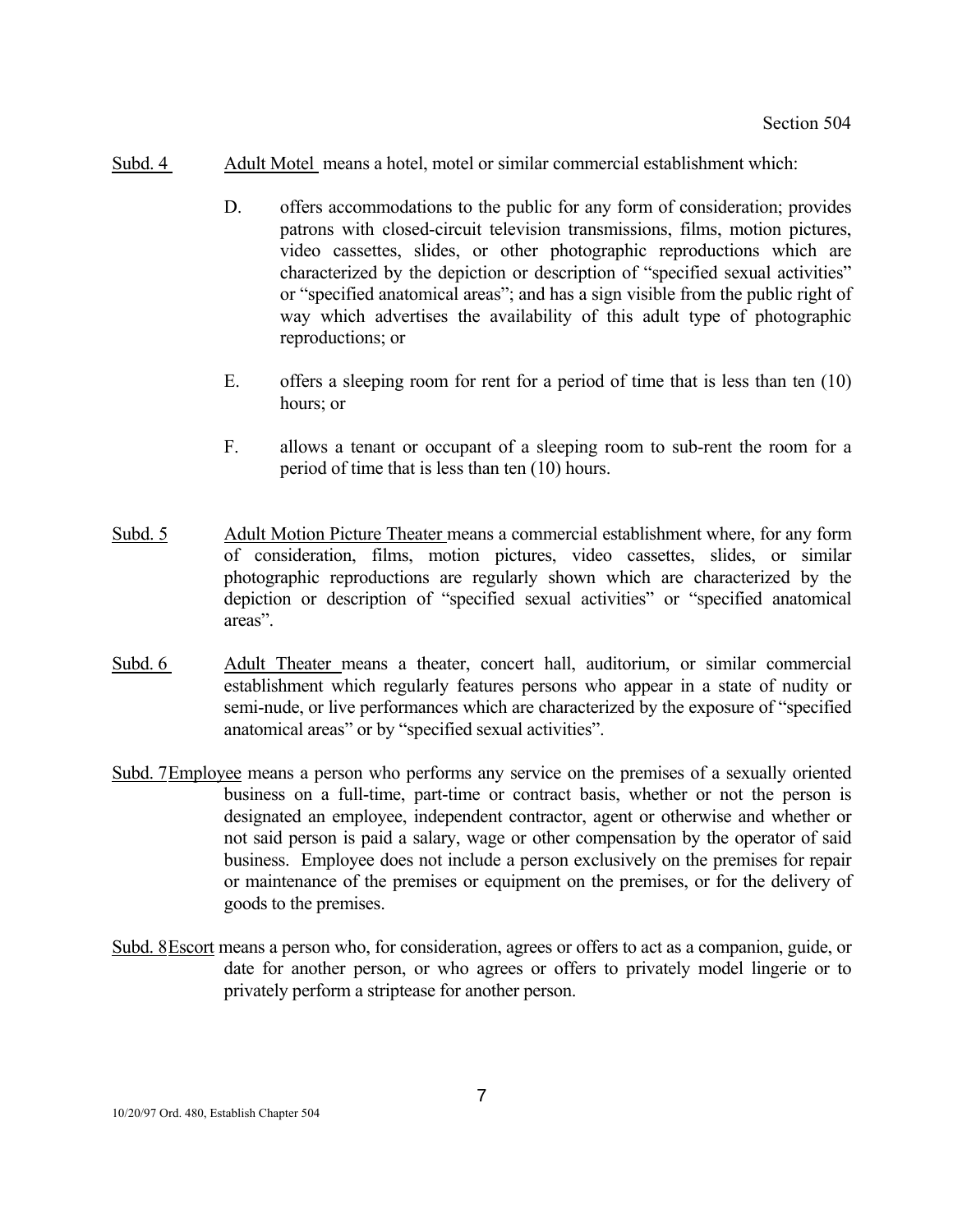Subd. 4 Adult Motel means a hotel, motel or similar commercial establishment which:

D. offers accommodations to the public for any form of consideration; provides patrons with closed-circuit television transmissions, films, motion pictures, video cassettes, slides, or other photographic reproductions which are characterized by the depiction or description of "specified sexual activities" or "specified anatomical areas"; and has a sign visible from the public right of way which advertises the availability of this adult type of photographic reproductions; or

E. offers a sleeping room for rent for a period of time that is less than ten (10) hours; or

F. allows a tenant or occupant of a sleeping room to sub-rent the room for a period of time that is less than ten (10) hours.

Subd. 5 Adult Motion Picture Theater means a commercial establishment where, for any form of consideration, films, motion pictures, video cassettes, slides, or similar photographic reproductions are regularly shown which are characterized by the depiction or description of "specified sexual activities" or "specified anatomical areas".

Subd. 6 Adult Theater means a theater, concert hall, auditorium, or similar commercial establishment which regularly features persons who appear in a state of nudity or semi-nude, or live performances which are characterized by the exposure of "specified anatomical areas" or by "specified sexual activities".

Subd. 7 Employee means a person who performs any service on the premises of a sexually oriented business on a full-time, part-time or contract basis, whether or not the person is designated an employee, independent contractor, agent or otherwise and whether or not said person is paid a salary, wage or other compensation by the operator of said business. Employee does not include a person exclusively on the premises for repair or maintenance of the premises or equipment on the premises, or for the delivery of goods to the premises.

Subd. 8 Escort means a person who, for consideration, agrees or offers to act as a companion, guide, or date for another person, or who agrees or offers to privately model lingerie or to privately perform a striptease for another person.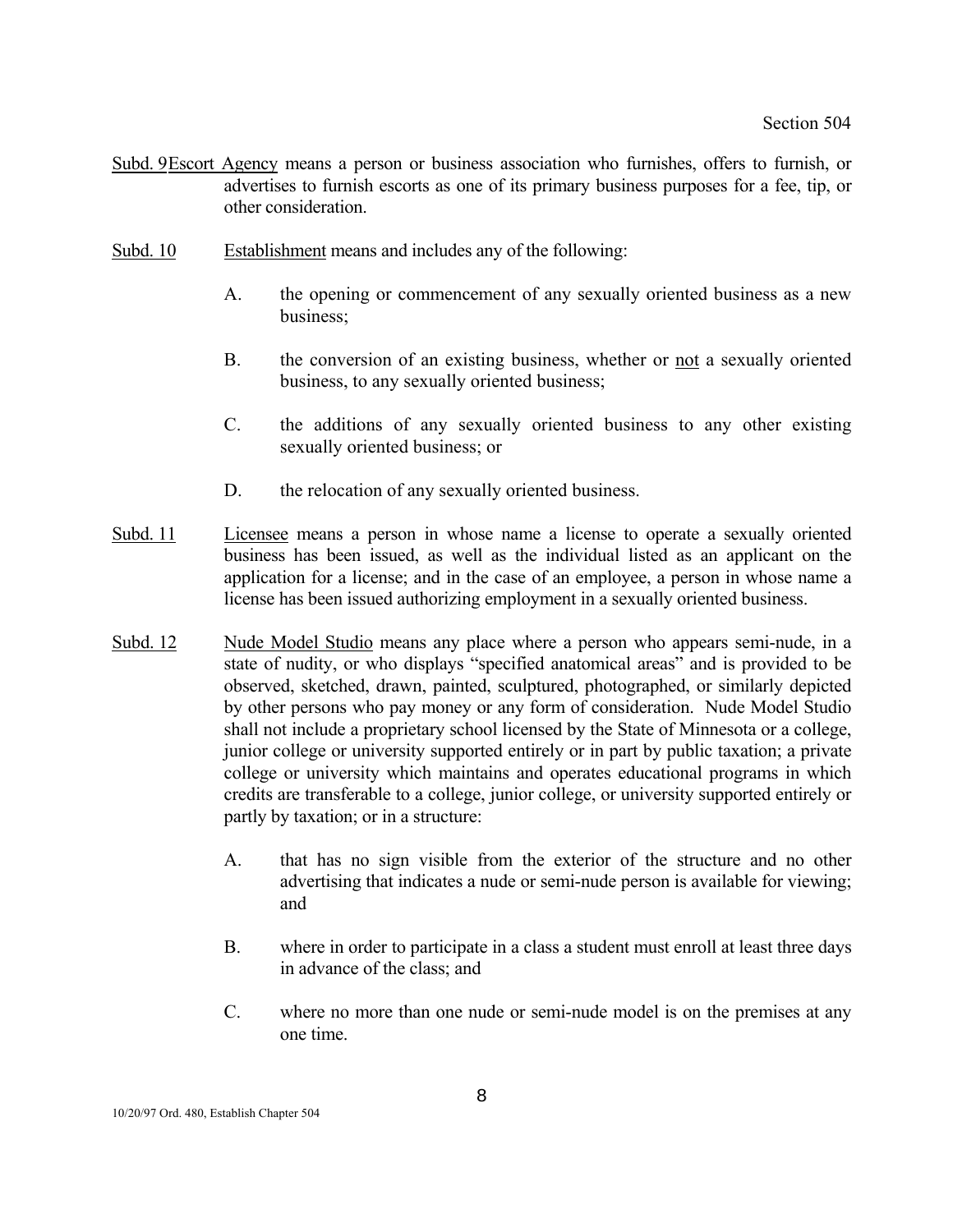Subd. 9 Escort Agency means a person or business association who furnishes, offers to furnish, or advertises to furnish escorts as one of its primary business purposes for a fee, tip, or other consideration.

Subd. 10 Establishment means and includes any of the following:

A. the opening or commencement of any sexually oriented business as a new business;

B. the conversion of an existing business, whether or not a sexually oriented business, to any sexually oriented business;

C. the additions of any sexually oriented business to any other existing sexually oriented business; or

D. the relocation of any sexually oriented business.

Subd. 11 Licensee means a person in whose name a license to operate a sexually oriented business has been issued, as well as the individual listed as an applicant on the application for a license; and in the case of an employee, a person in whose name a license has been issued authorizing employment in a sexually oriented business.

Subd. 12 Nude Model Studio means any place where a person who appears semi-nude, in a state of nudity, or who displays "specified anatomical areas" and is provided to be observed, sketched, drawn, painted, sculptured, photographed, or similarly depicted by other persons who pay money or any form of consideration. Nude Model Studio shall not include a proprietary school licensed by the State of Minnesota or a college, junior college or university supported entirely or in part by public taxation; a private college or university which maintains and operates educational programs in which credits are transferable to a college, junior college, or university supported entirely or partly by taxation; or in a structure:

A. that has no sign visible from the exterior of the structure and no other advertising that indicates a nude or semi-nude person is available for viewing; and

B. where in order to participate in a class a student must enroll at least three days in advance of the class; and

C. where no more than one nude or semi-nude model is on the premises at any one time.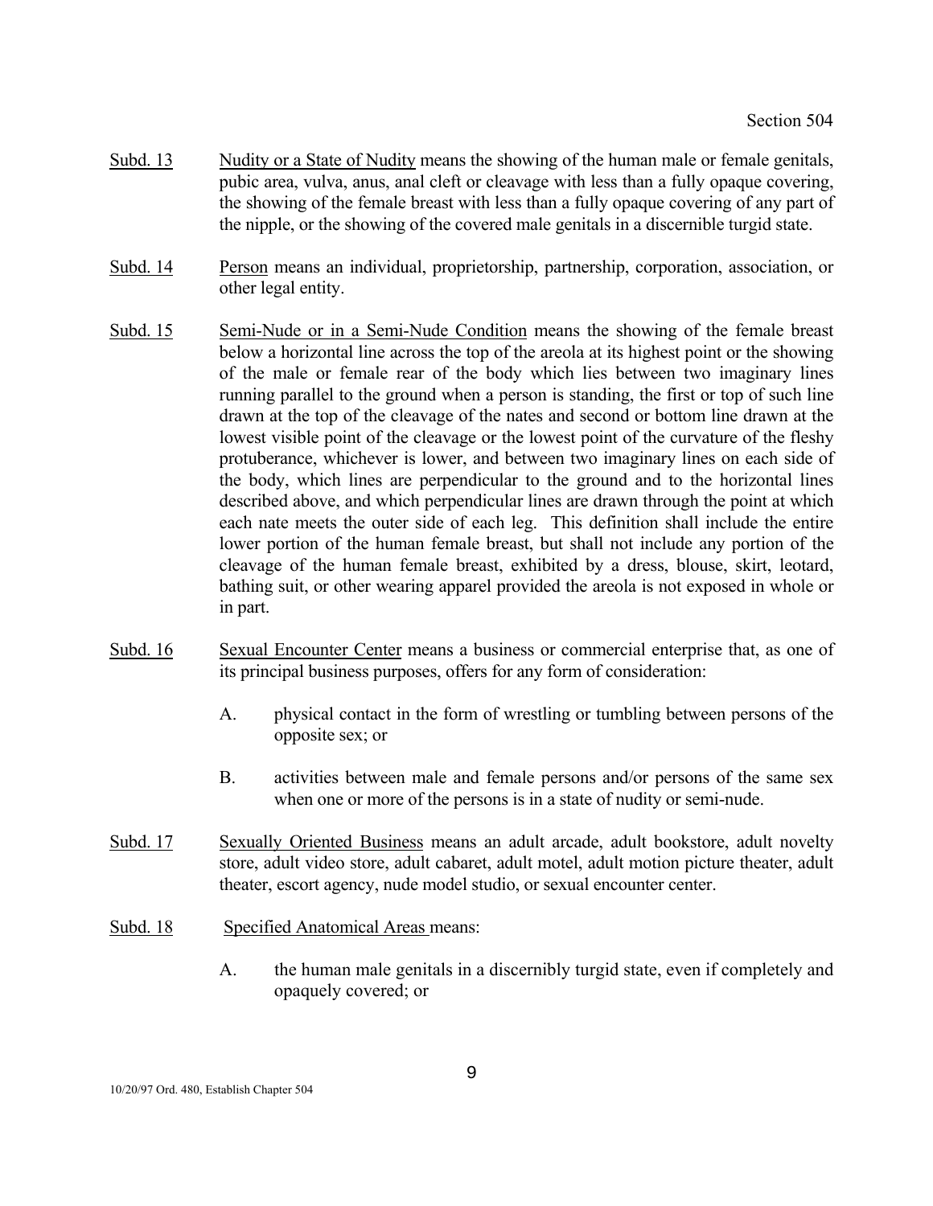Subd. 13 Nudity or a State of Nudity means the showing of the human male or female genitals, pubic area, vulva, anus, anal cleft or cleavage with less than a fully opaque covering, the showing of the female breast with less than a fully opaque covering of any part of the nipple, or the showing of the covered male genitals in a discernible turgid state.

Subd. 14 Person means an individual, proprietorship, partnership, corporation, association, or other legal entity.

Subd. 15 Semi-Nude or in a Semi-Nude Condition means the showing of the female breast below a horizontal line across the top of the areola at its highest point or the showing of the male or female rear of the body which lies between two imaginary lines running parallel to the ground when a person is standing, the first or top of such line drawn at the top of the cleavage of the nates and second or bottom line drawn at the lowest visible point of the cleavage or the lowest point of the curvature of the fleshy protuberance, whichever is lower, and between two imaginary lines on each side of the body, which lines are perpendicular to the ground and to the horizontal lines described above, and which perpendicular lines are drawn through the point at which each nate meets the outer side of each leg. This definition shall include the entire lower portion of the human female breast, but shall not include any portion of the cleavage of the human female breast, exhibited by a dress, blouse, skirt, leotard, bathing suit, or other wearing apparel provided the areola is not exposed in whole or in part.

Subd. 16 Sexual Encounter Center means a business or commercial enterprise that, as one of its principal business purposes, offers for any form of consideration:

A. physical contact in the form of wrestling or tumbling between persons of the opposite sex; or

B. activities between male and female persons and/or persons of the same sex when one or more of the persons is in a state of nudity or semi-nude.

Subd. 17 Sexually Oriented Business means an adult arcade, adult bookstore, adult novelty store, adult video store, adult cabaret, adult motel, adult motion picture theater, adult theater, escort agency, nude model studio, or sexual encounter center.

Subd. 18 Specified Anatomical Areas means:

A. the human male genitals in a discernibly turgid state, even if completely and opaquely covered; or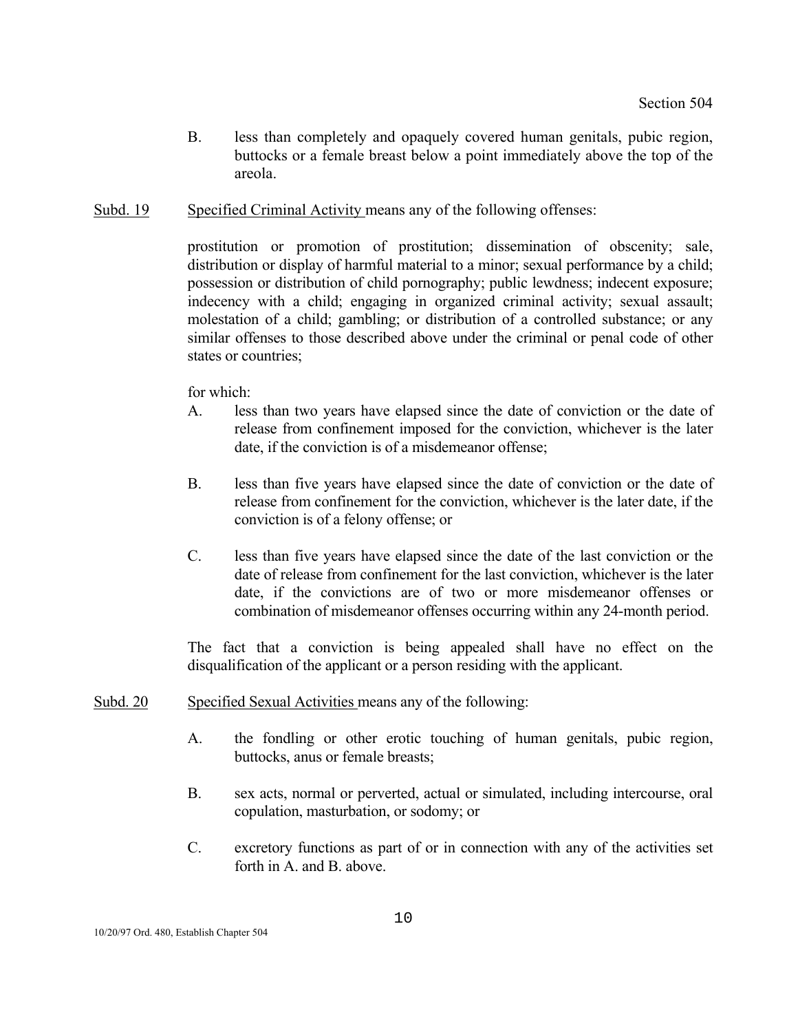B. less than completely and opaquely covered human genitals, pubic region, buttocks or a female breast below a point immediately above the top of the areola.

Subd. 19 Specified Criminal Activity means any of the following offenses:

prostitution or promotion of prostitution; dissemination of obscenity; sale, distribution or display of harmful material to a minor; sexual performance by a child; possession or distribution of child pornography; public lewdness; indecent exposure; indecency with a child; engaging in organized criminal activity; sexual assault; molestation of a child; gambling; or distribution of a controlled substance; or any similar offenses to those described above under the criminal or penal code of other states or countries;

for which:

A. less than two years have elapsed since the date of conviction or the date of release from confinement imposed for the conviction, whichever is the later date, if the conviction is of a misdemeanor offense;

B. less than five years have elapsed since the date of conviction or the date of release from confinement for the conviction, whichever is the later date, if the conviction is of a felony offense; or

C. less than five years have elapsed since the date of the last conviction or the date of release from confinement for the last conviction, whichever is the later date, if the convictions are of two or more misdemeanor offenses or combination of misdemeanor offenses occurring within any 24-month period.

The fact that a conviction is being appealed shall have no effect on the disqualification of the applicant or a person residing with the applicant.

Subd. 20 Specified Sexual Activities means any of the following:

A. the fondling or other erotic touching of human genitals, pubic region, buttocks, anus or female breasts;

B. sex acts, normal or perverted, actual or simulated, including intercourse, oral copulation, masturbation, or sodomy; or

C. excretory functions as part of or in connection with any of the activities set forth in A. and B. above.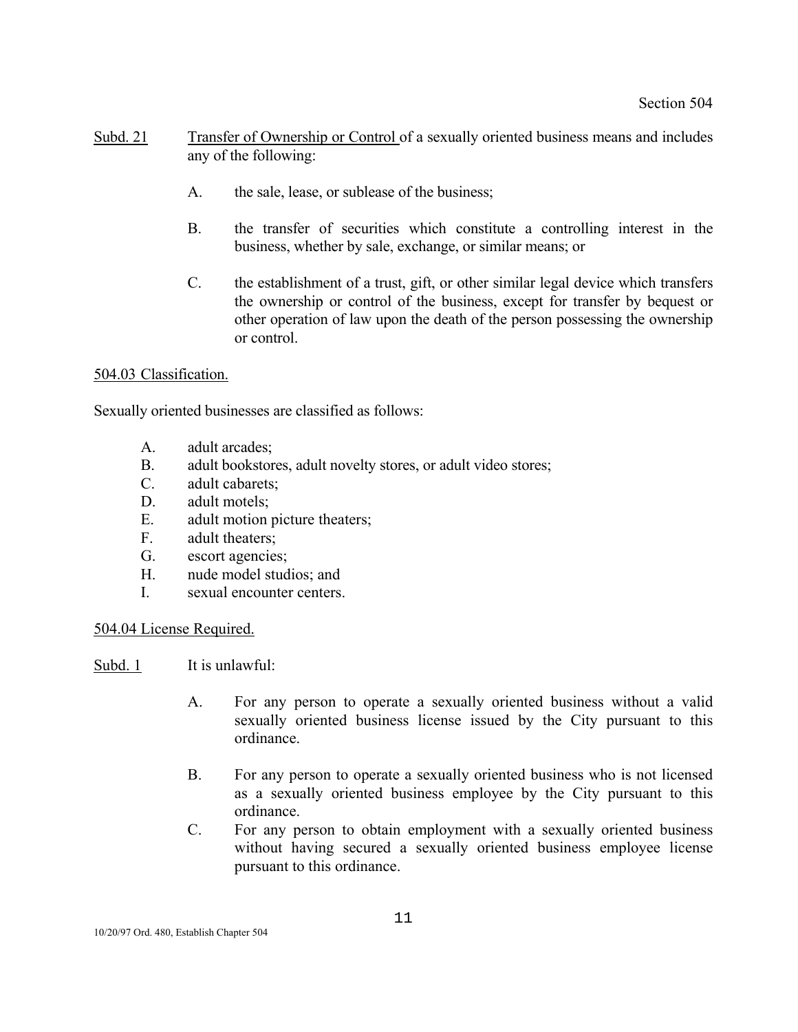Subd. 21 Transfer of Ownership or Control of a sexually oriented business means and includes any of the following:

A. the sale, lease, or sublease of the business;

B. the transfer of securities which constitute a controlling interest in the business, whether by sale, exchange, or similar means; or

C. the establishment of a trust, gift, or other similar legal device which transfers the ownership or control of the business, except for transfer by bequest or other operation of law upon the death of the person possessing the ownership or control.

504.03 Classification.

Sexually oriented businesses are classified as follows:

A. adult arcades;
B. adult bookstores, adult novelty stores, or adult video stores;
C. adult cabarets;
D. adult motels;
E. adult motion picture theaters;
F. adult theaters;
G. escort agencies;
H. nude model studios; and
I. sexual encounter centers.

504.04 License Required.

Subd. 1 It is unlawful:

A. For any person to operate a sexually oriented business without a valid sexually oriented business license issued by the City pursuant to this ordinance.

B. For any person to operate a sexually oriented business who is not licensed as a sexually oriented business employee by the City pursuant to this ordinance.

C. For any person to obtain employment with a sexually oriented business without having secured a sexually oriented business employee license pursuant to this ordinance.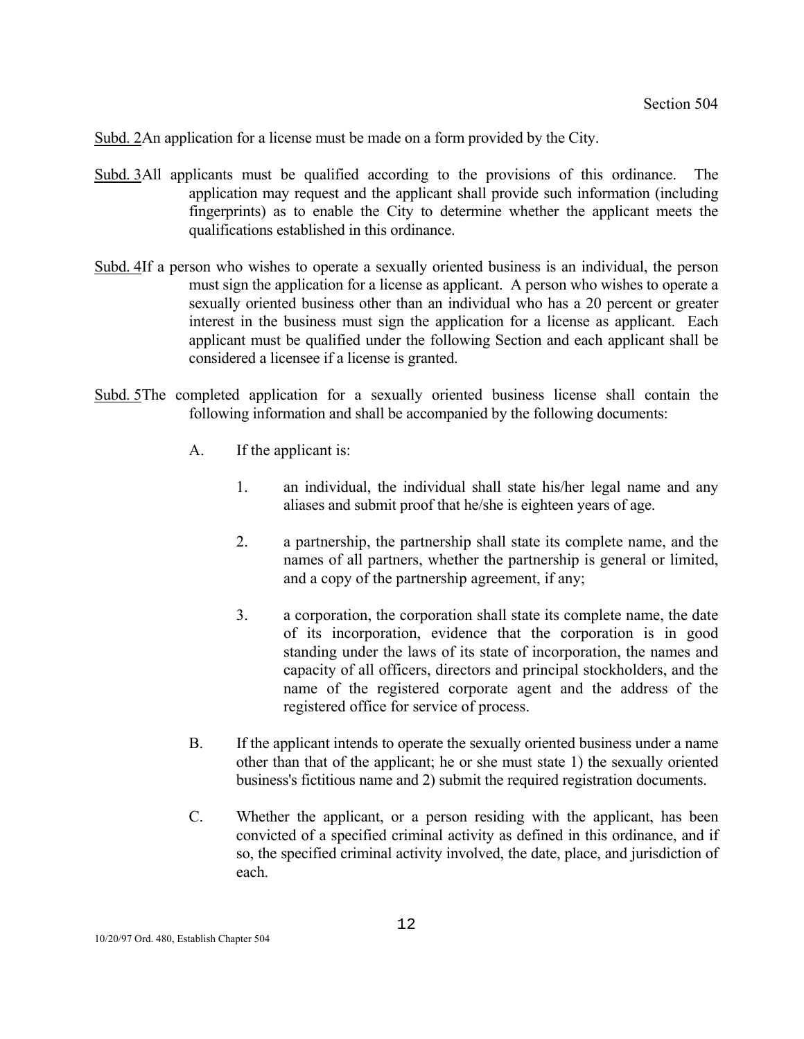Subd. 2 An application for a license must be made on a form provided by the City.

Subd. 3 All applicants must be qualified according to the provisions of this ordinance. The application may request and the applicant shall provide such information (including fingerprints) as to enable the City to determine whether the applicant meets the qualifications established in this ordinance.

Subd. 4 If a person who wishes to operate a sexually oriented business is an individual, the person must sign the application for a license as applicant. A person who wishes to operate a sexually oriented business other than an individual who has a 20 percent or greater interest in the business must sign the application for a license as applicant. Each applicant must be qualified under the following Section and each applicant shall be considered a licensee if a license is granted.

Subd. 5 The completed application for a sexually oriented business license shall contain the following information and shall be accompanied by the following documents:

A. If the applicant is:

1. an individual, the individual shall state his/her legal name and any aliases and submit proof that he/she is eighteen years of age.

2. a partnership, the partnership shall state its complete name, and the names of all partners, whether the partnership is general or limited, and a copy of the partnership agreement, if any;

3. a corporation, the corporation shall state its complete name, the date of its incorporation, evidence that the corporation is in good standing under the laws of its state of incorporation, the names and capacity of all officers, directors and principal stockholders, and the name of the registered corporate agent and the address of the registered office for service of process.

B. If the applicant intends to operate the sexually oriented business under a name other than that of the applicant; he or she must state 1) the sexually oriented business's fictitious name and 2) submit the required registration documents.

C. Whether the applicant, or a person residing with the applicant, has been convicted of a specified criminal activity as defined in this ordinance, and if so, the specified criminal activity involved, the date, place, and jurisdiction of each.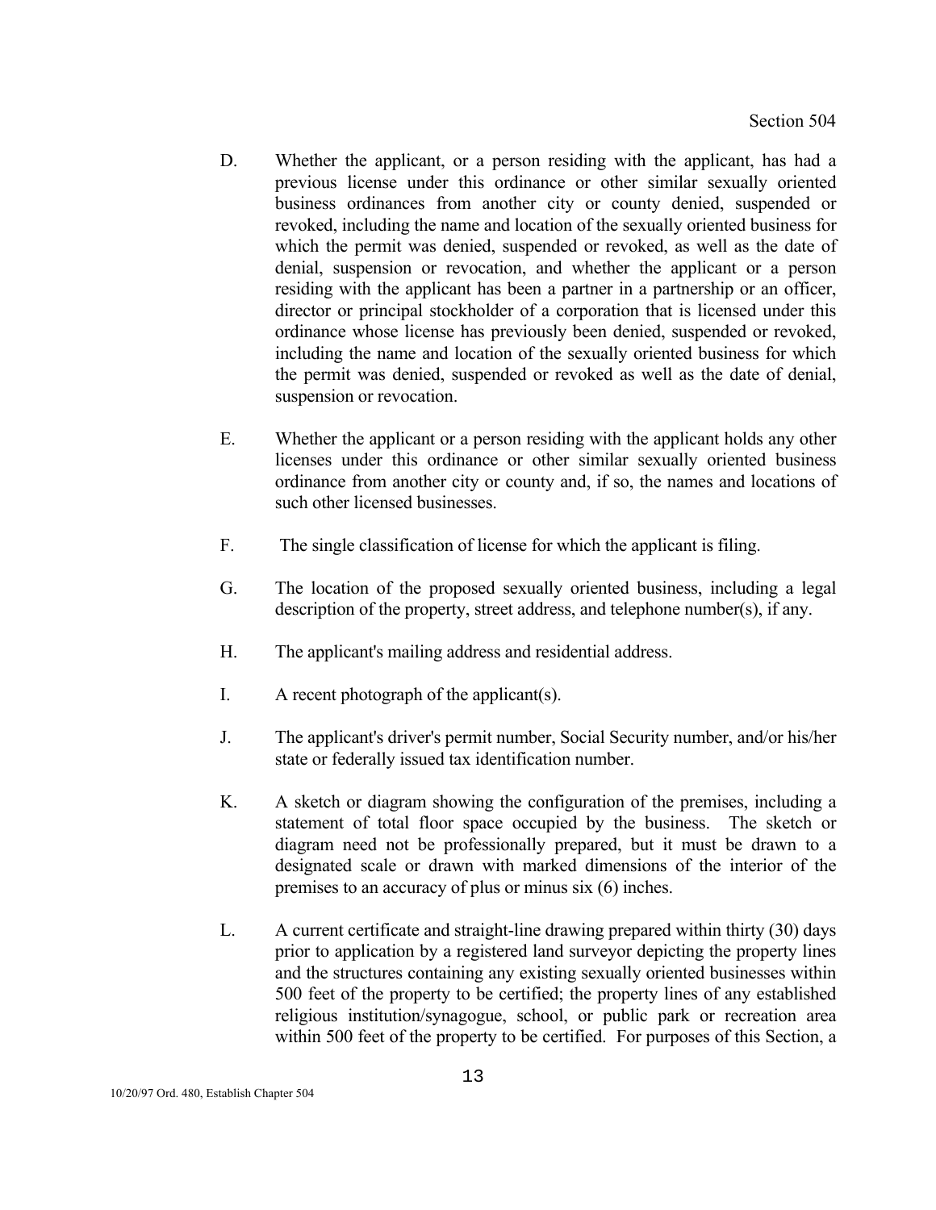D. Whether the applicant, or a person residing with the applicant, has had a previous license under this ordinance or other similar sexually oriented business ordinances from another city or county denied, suspended or revoked, including the name and location of the sexually oriented business for which the permit was denied, suspended or revoked, as well as the date of denial, suspension or revocation, and whether the applicant or a person residing with the applicant has been a partner in a partnership or an officer, director or principal stockholder of a corporation that is licensed under this ordinance whose license has previously been denied, suspended or revoked, including the name and location of the sexually oriented business for which the permit was denied, suspended or revoked as well as the date of denial, suspension or revocation.

E. Whether the applicant or a person residing with the applicant holds any other licenses under this ordinance or other similar sexually oriented business ordinance from another city or county and, if so, the names and locations of such other licensed businesses.

F. The single classification of license for which the applicant is filing.

G. The location of the proposed sexually oriented business, including a legal description of the property, street address, and telephone number(s), if any.

H. The applicant's mailing address and residential address.

I. A recent photograph of the applicant(s).

J. The applicant's driver's permit number, Social Security number, and/or his/her state or federally issued tax identification number.

K. A sketch or diagram showing the configuration of the premises, including a statement of total floor space occupied by the business. The sketch or diagram need not be professionally prepared, but it must be drawn to a designated scale or drawn with marked dimensions of the interior of the premises to an accuracy of plus or minus six (6) inches.

L. A current certificate and straight-line drawing prepared within thirty (30) days prior to application by a registered land surveyor depicting the property lines and the structures containing any existing sexually oriented businesses within 500 feet of the property to be certified; the property lines of any established religious institution/synagogue, school, or public park or recreation area within 500 feet of the property to be certified. For purposes of this Section, a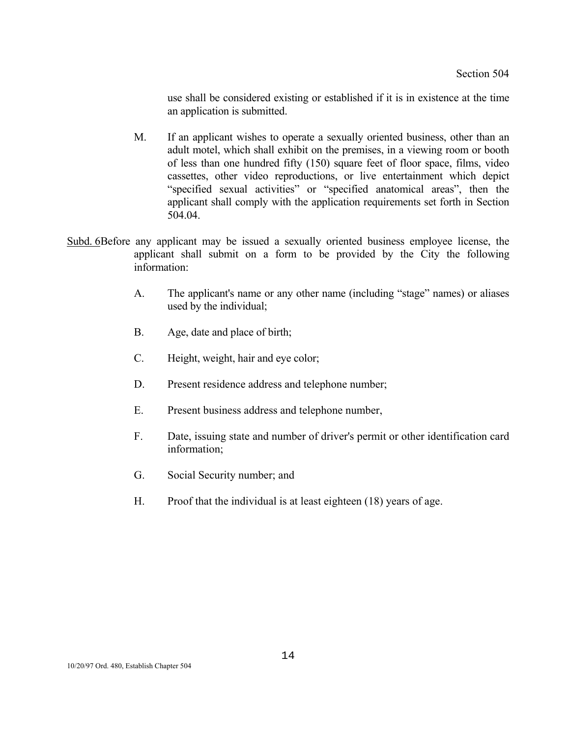use shall be considered existing or established if it is in existence at the time an application is submitted.

M. If an applicant wishes to operate a sexually oriented business, other than an adult motel, which shall exhibit on the premises, in a viewing room or booth of less than one hundred fifty (150) square feet of floor space, films, video cassettes, other video reproductions, or live entertainment which depict "specified sexual activities" or "specified anatomical areas", then the applicant shall comply with the application requirements set forth in Section 504.04.

Subd. 6 Before any applicant may be issued a sexually oriented business employee license, the applicant shall submit on a form to be provided by the City the following information:

A. The applicant's name or any other name (including "stage" names) or aliases used by the individual;

B. Age, date and place of birth;

C. Height, weight, hair and eye color;

D. Present residence address and telephone number;

E. Present business address and telephone number,

F. Date, issuing state and number of driver's permit or other identification card information;

G. Social Security number; and

H. Proof that the individual is at least eighteen (18) years of age.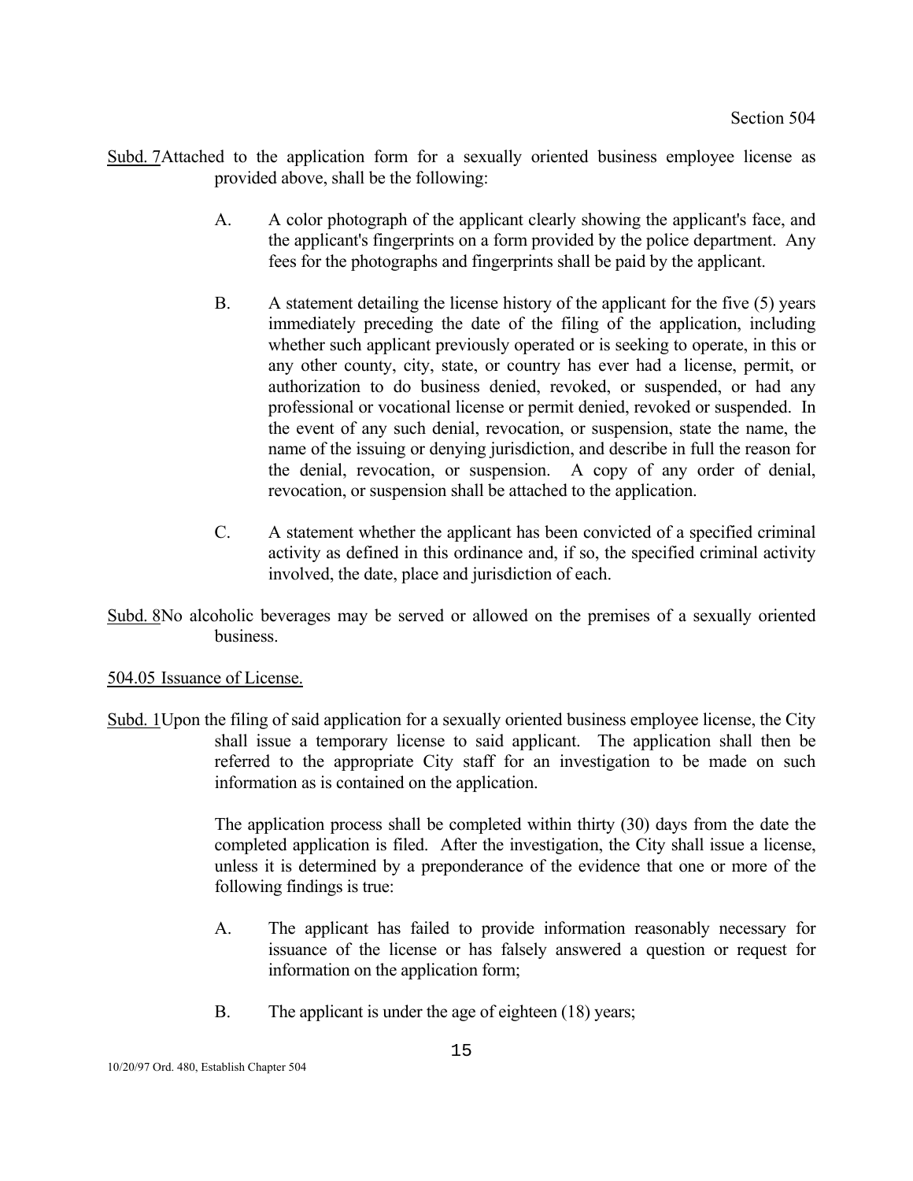Subd. 7 Attached to the application form for a sexually oriented business employee license as provided above, shall be the following:

A. A color photograph of the applicant clearly showing the applicant's face, and the applicant's fingerprints on a form provided by the police department. Any fees for the photographs and fingerprints shall be paid by the applicant.

B. A statement detailing the license history of the applicant for the five (5) years immediately preceding the date of the filing of the application, including whether such applicant previously operated or is seeking to operate, in this or any other county, city, state, or country has ever had a license, permit, or authorization to do business denied, revoked, or suspended, or had any professional or vocational license or permit denied, revoked or suspended. In the event of any such denial, revocation, or suspension, state the name, the name of the issuing or denying jurisdiction, and describe in full the reason for the denial, revocation, or suspension. A copy of any order of denial, revocation, or suspension shall be attached to the application.

C. A statement whether the applicant has been convicted of a specified criminal activity as defined in this ordinance and, if so, the specified criminal activity involved, the date, place and jurisdiction of each.

Subd. 8 No alcoholic beverages may be served or allowed on the premises of a sexually oriented business.

504.05 Issuance of License.

Subd. 1 Upon the filing of said application for a sexually oriented business employee license, the City shall issue a temporary license to said applicant. The application shall then be referred to the appropriate City staff for an investigation to be made on such information as is contained on the application.

The application process shall be completed within thirty (30) days from the date the completed application is filed. After the investigation, the City shall issue a license, unless it is determined by a preponderance of the evidence that one or more of the following findings is true:

A. The applicant has failed to provide information reasonably necessary for issuance of the license or has falsely answered a question or request for information on the application form;

B. The applicant is under the age of eighteen (18) years;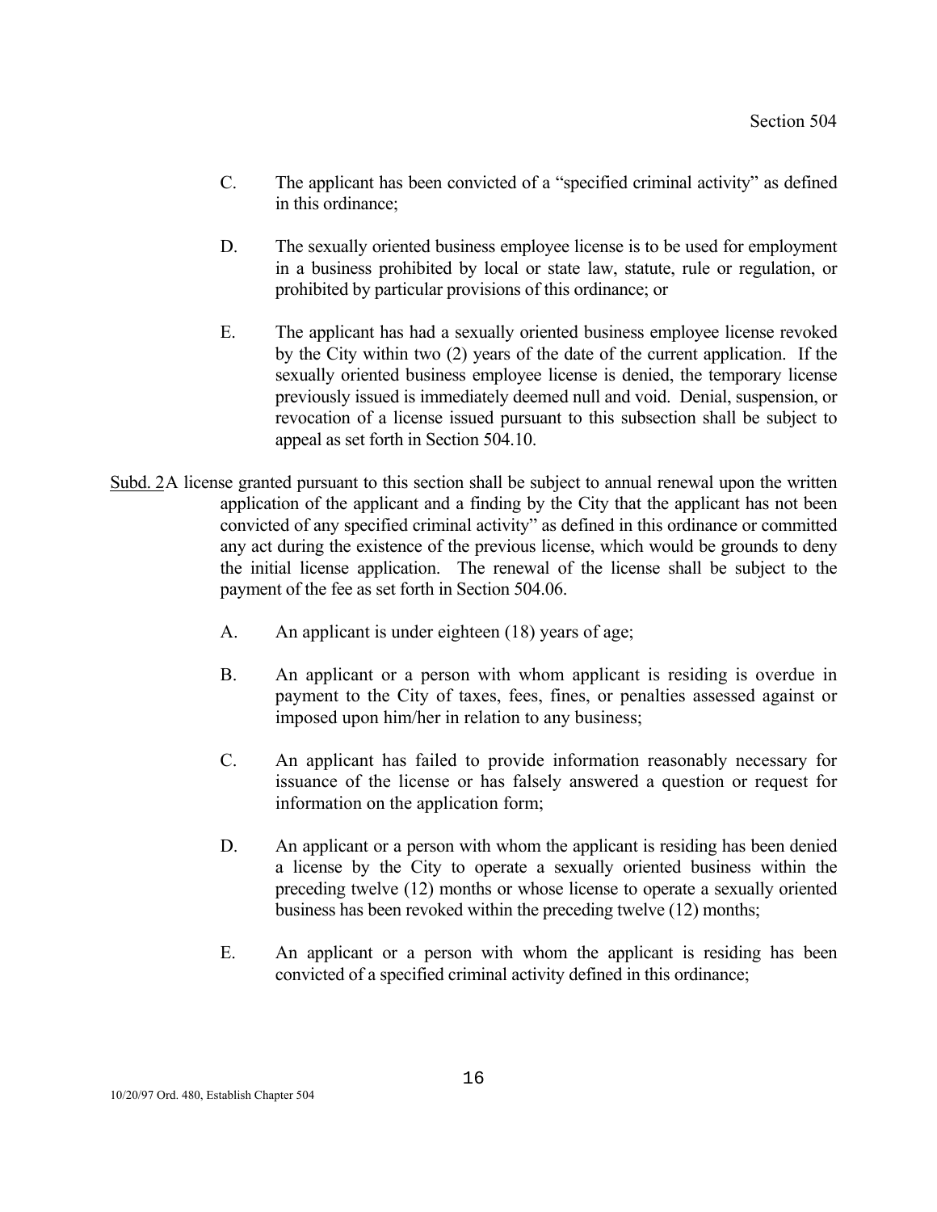C. The applicant has been convicted of a "specified criminal activity" as defined in this ordinance;

D. The sexually oriented business employee license is to be used for employment in a business prohibited by local or state law, statute, rule or regulation, or prohibited by particular provisions of this ordinance; or

E. The applicant has had a sexually oriented business employee license revoked by the City within two (2) years of the date of the current application. If the sexually oriented business employee license is denied, the temporary license previously issued is immediately deemed null and void. Denial, suspension, or revocation of a license issued pursuant to this subsection shall be subject to appeal as set forth in Section 504.10.

Subd. 2 A license granted pursuant to this section shall be subject to annual renewal upon the written application of the applicant and a finding by the City that the applicant has not been convicted of any specified criminal activity" as defined in this ordinance or committed any act during the existence of the previous license, which would be grounds to deny the initial license application. The renewal of the license shall be subject to the payment of the fee as set forth in Section 504.06.

A. An applicant is under eighteen (18) years of age;

B. An applicant or a person with whom applicant is residing is overdue in payment to the City of taxes, fees, fines, or penalties assessed against or imposed upon him/her in relation to any business;

C. An applicant has failed to provide information reasonably necessary for issuance of the license or has falsely answered a question or request for information on the application form;

D. An applicant or a person with whom the applicant is residing has been denied a license by the City to operate a sexually oriented business within the preceding twelve (12) months or whose license to operate a sexually oriented business has been revoked within the preceding twelve (12) months;

E. An applicant or a person with whom the applicant is residing has been convicted of a specified criminal activity defined in this ordinance;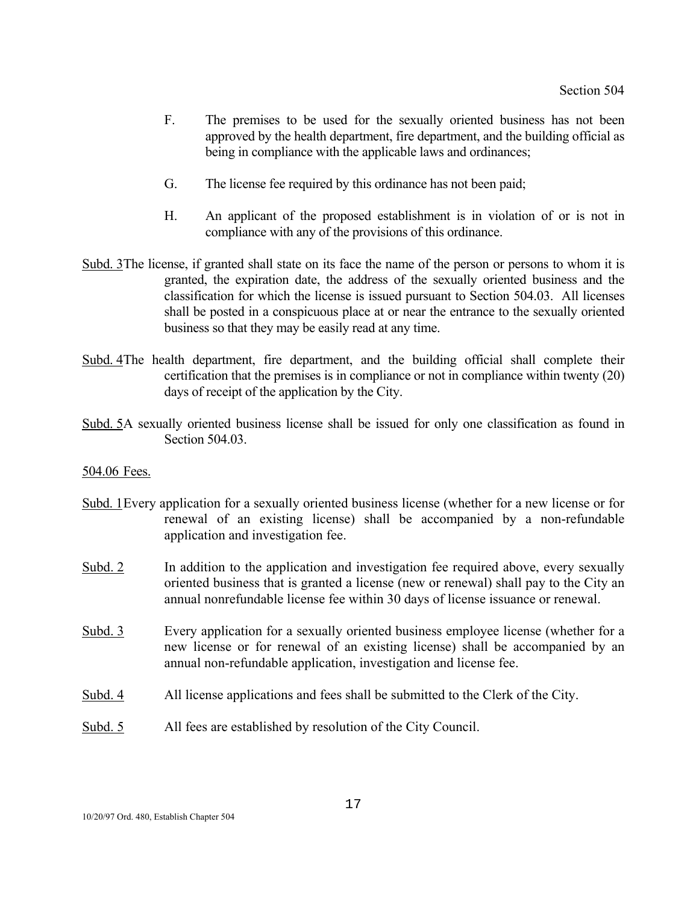F. The premises to be used for the sexually oriented business has not been approved by the health department, fire department, and the building official as being in compliance with the applicable laws and ordinances;

G. The license fee required by this ordinance has not been paid;

H. An applicant of the proposed establishment is in violation of or is not in compliance with any of the provisions of this ordinance.

<u>Subd. 3</u> The license, if granted shall state on its face the name of the person or persons to whom it is granted, the expiration date, the address of the sexually oriented business and the classification for which the license is issued pursuant to Section 504.03. All licenses shall be posted in a conspicuous place at or near the entrance to the sexually oriented business so that they may be easily read at any time.

<u>Subd. 4</u> The health department, fire department, and the building official shall complete their certification that the premises is in compliance or not in compliance within twenty (20) days of receipt of the application by the City.

<u>Subd. 5</u> A sexually oriented business license shall be issued for only one classification as found in Section 504.03.

<u>504.06 Fees.</u>

<u>Subd. 1</u> Every application for a sexually oriented business license (whether for a new license or for renewal of an existing license) shall be accompanied by a non-refundable application and investigation fee.

<u>Subd. 2</u> In addition to the application and investigation fee required above, every sexually oriented business that is granted a license (new or renewal) shall pay to the City an annual nonrefundable license fee within 30 days of license issuance or renewal.

<u>Subd. 3</u> Every application for a sexually oriented business employee license (whether for a new license or for renewal of an existing license) shall be accompanied by an annual non-refundable application, investigation and license fee.

<u>Subd. 4</u> All license applications and fees shall be submitted to the Clerk of the City.

<u>Subd. 5</u> All fees are established by resolution of the City Council.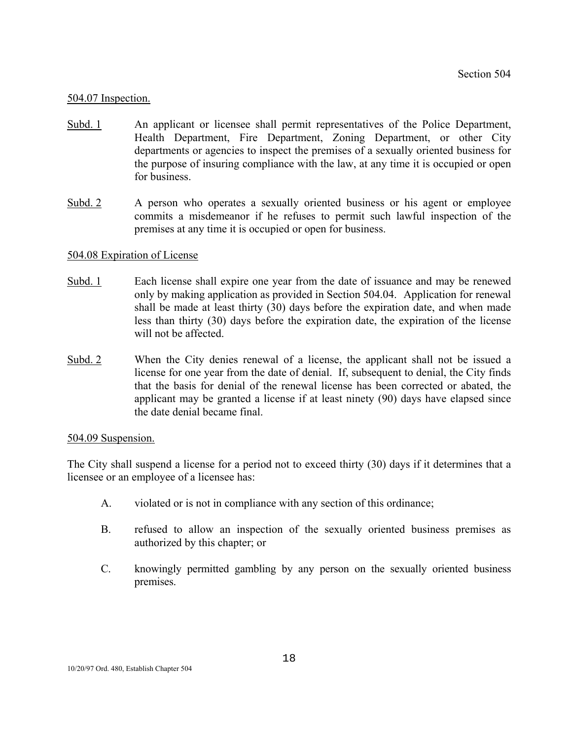504.07 Inspection.

Subd. 1 An applicant or licensee shall permit representatives of the Police Department, Health Department, Fire Department, Zoning Department, or other City departments or agencies to inspect the premises of a sexually oriented business for the purpose of insuring compliance with the law, at any time it is occupied or open for business.

Subd. 2 A person who operates a sexually oriented business or his agent or employee commits a misdemeanor if he refuses to permit such lawful inspection of the premises at any time it is occupied or open for business.

504.08 Expiration of License

Subd. 1 Each license shall expire one year from the date of issuance and may be renewed only by making application as provided in Section 504.04. Application for renewal shall be made at least thirty (30) days before the expiration date, and when made less than thirty (30) days before the expiration date, the expiration of the license will not be affected.

Subd. 2 When the City denies renewal of a license, the applicant shall not be issued a license for one year from the date of denial. If, subsequent to denial, the City finds that the basis for denial of the renewal license has been corrected or abated, the applicant may be granted a license if at least ninety (90) days have elapsed since the date denial became final.

504.09 Suspension.

The City shall suspend a license for a period not to exceed thirty (30) days if it determines that a licensee or an employee of a licensee has:

A. violated or is not in compliance with any section of this ordinance;

B. refused to allow an inspection of the sexually oriented business premises as authorized by this chapter; or

C. knowingly permitted gambling by any person on the sexually oriented business premises.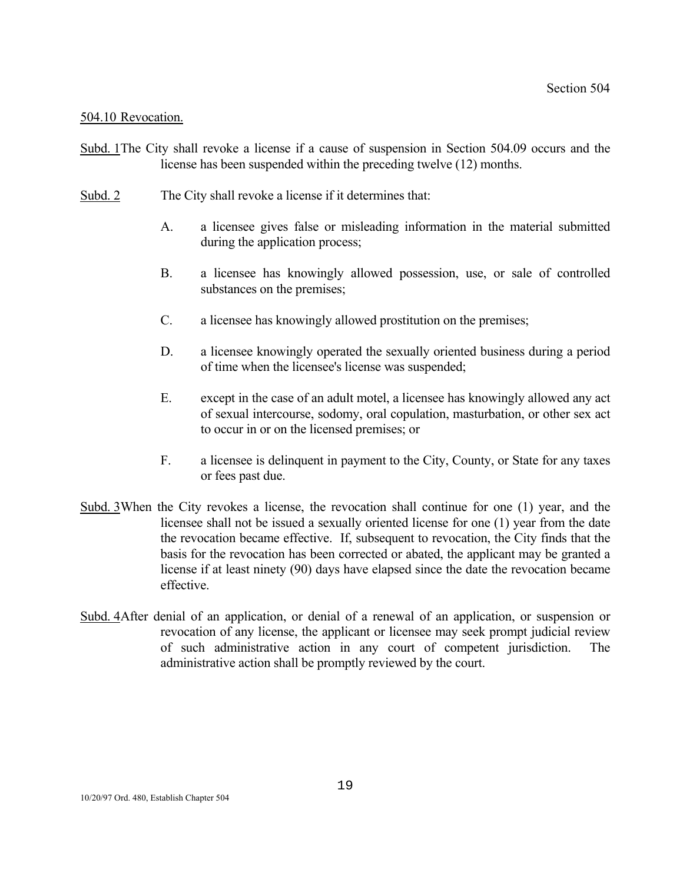504.10 Revocation.

Subd. 1 The City shall revoke a license if a cause of suspension in Section 504.09 occurs and the license has been suspended within the preceding twelve (12) months.

Subd. 2 The City shall revoke a license if it determines that:

A. a licensee gives false or misleading information in the material submitted during the application process;

B. a licensee has knowingly allowed possession, use, or sale of controlled substances on the premises;

C. a licensee has knowingly allowed prostitution on the premises;

D. a licensee knowingly operated the sexually oriented business during a period of time when the licensee's license was suspended;

E. except in the case of an adult motel, a licensee has knowingly allowed any act of sexual intercourse, sodomy, oral copulation, masturbation, or other sex act to occur in or on the licensed premises; or

F. a licensee is delinquent in payment to the City, County, or State for any taxes or fees past due.

Subd. 3 When the City revokes a license, the revocation shall continue for one (1) year, and the licensee shall not be issued a sexually oriented license for one (1) year from the date the revocation became effective. If, subsequent to revocation, the City finds that the basis for the revocation has been corrected or abated, the applicant may be granted a license if at least ninety (90) days have elapsed since the date the revocation became effective.

Subd. 4 After denial of an application, or denial of a renewal of an application, or suspension or revocation of any license, the applicant or licensee may seek prompt judicial review of such administrative action in any court of competent jurisdiction. The administrative action shall be promptly reviewed by the court.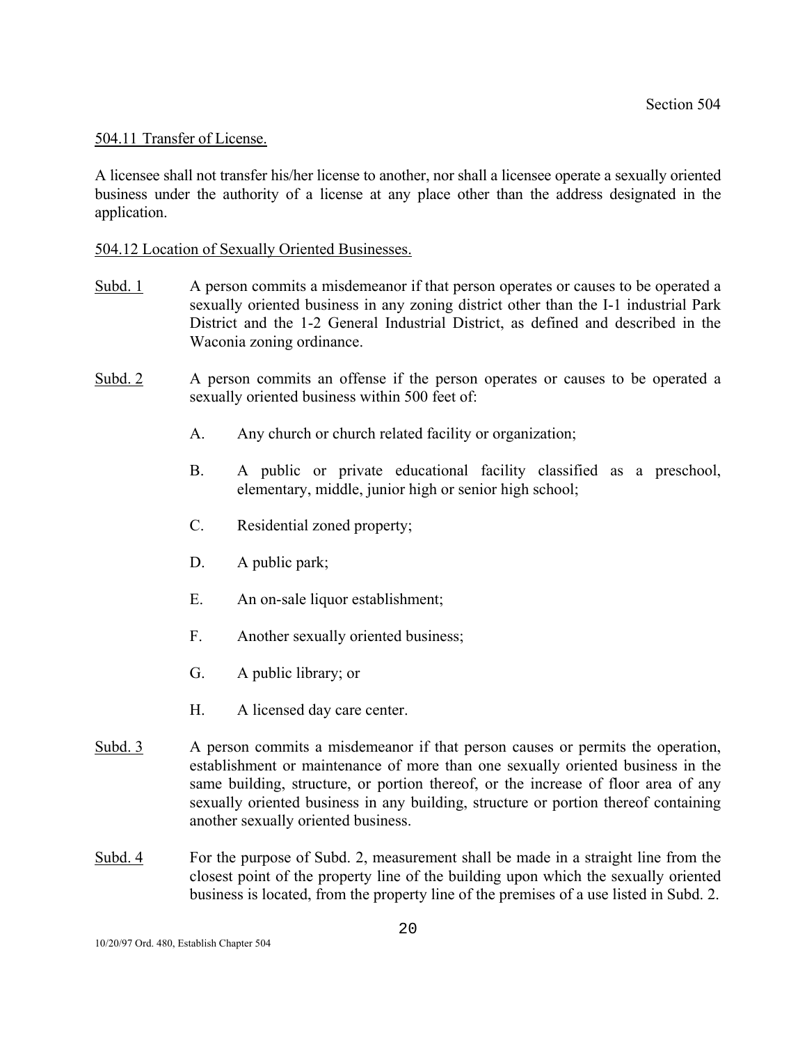504.11 Transfer of License.

A licensee shall not transfer his/her license to another, nor shall a licensee operate a sexually oriented business under the authority of a license at any place other than the address designated in the application.

504.12 Location of Sexually Oriented Businesses.

Subd. 1 A person commits a misdemeanor if that person operates or causes to be operated a sexually oriented business in any zoning district other than the I-1 industrial Park District and the 1-2 General Industrial District, as defined and described in the Waconia zoning ordinance.

Subd. 2 A person commits an offense if the person operates or causes to be operated a sexually oriented business within 500 feet of:

A. Any church or church related facility or organization;

B. A public or private educational facility classified as a preschool, elementary, middle, junior high or senior high school;

C. Residential zoned property;

D. A public park;

E. An on-sale liquor establishment;

F. Another sexually oriented business;

G. A public library; or

H. A licensed day care center.

Subd. 3 A person commits a misdemeanor if that person causes or permits the operation, establishment or maintenance of more than one sexually oriented business in the same building, structure, or portion thereof, or the increase of floor area of any sexually oriented business in any building, structure or portion thereof containing another sexually oriented business.

Subd. 4 For the purpose of Subd. 2, measurement shall be made in a straight line from the closest point of the property line of the building upon which the sexually oriented business is located, from the property line of the premises of a use listed in Subd. 2.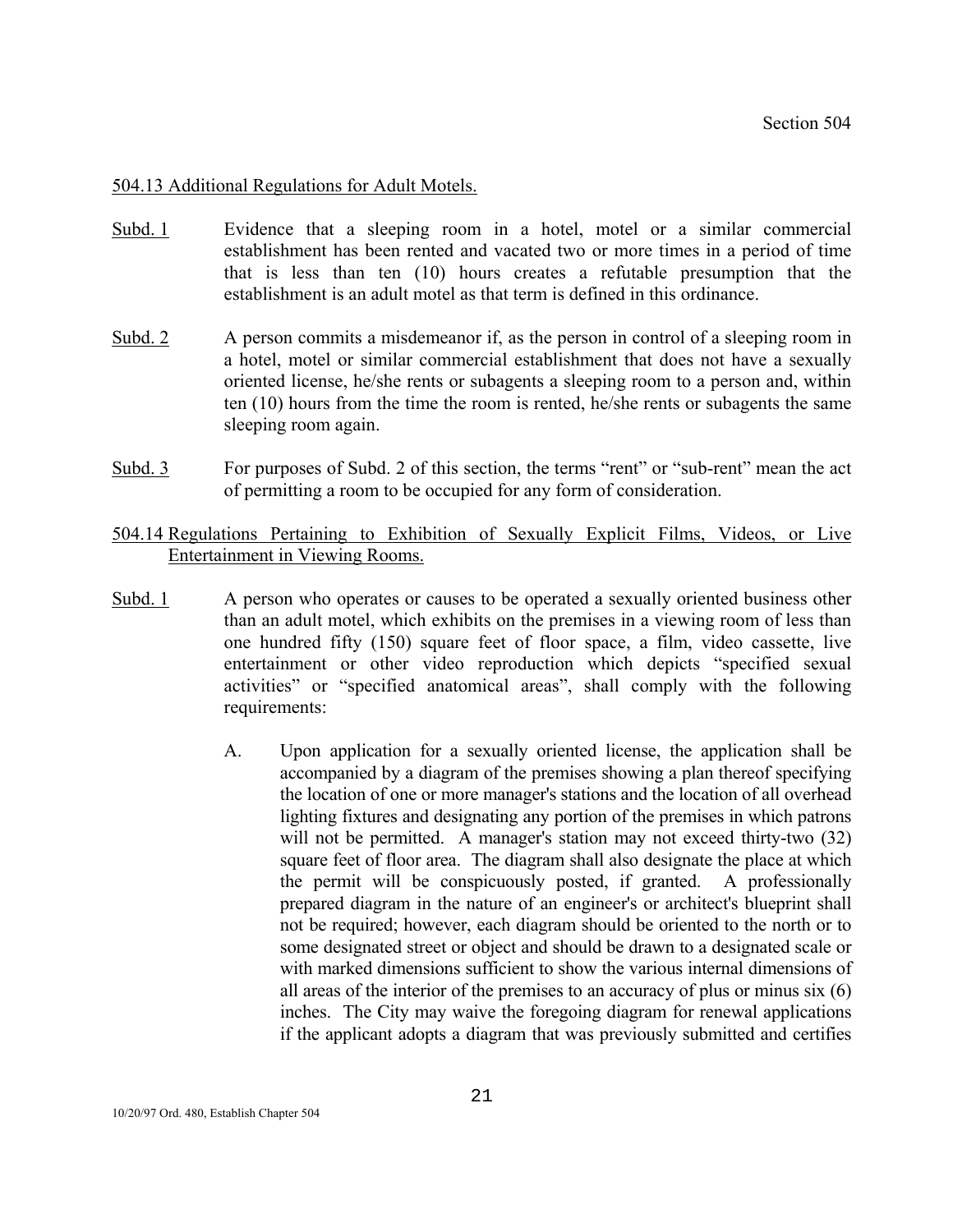## 504.13 Additional Regulations for Adult Motels.

Subd. 1 Evidence that a sleeping room in a hotel, motel or a similar commercial establishment has been rented and vacated two or more times in a period of time that is less than ten (10) hours creates a refutable presumption that the establishment is an adult motel as that term is defined in this ordinance.

Subd. 2 A person commits a misdemeanor if, as the person in control of a sleeping room in a hotel, motel or similar commercial establishment that does not have a sexually oriented license, he/she rents or subagents a sleeping room to a person and, within ten (10) hours from the time the room is rented, he/she rents or subagents the same sleeping room again.

Subd. 3 For purposes of Subd. 2 of this section, the terms "rent" or "sub-rent" mean the act of permitting a room to be occupied for any form of consideration.

## 504.14 Regulations Pertaining to Exhibition of Sexually Explicit Films, Videos, or Live Entertainment in Viewing Rooms.

Subd. 1 A person who operates or causes to be operated a sexually oriented business other than an adult motel, which exhibits on the premises in a viewing room of less than one hundred fifty (150) square feet of floor space, a film, video cassette, live entertainment or other video reproduction which depicts "specified sexual activities" or "specified anatomical areas", shall comply with the following requirements:

A. Upon application for a sexually oriented license, the application shall be accompanied by a diagram of the premises showing a plan thereof specifying the location of one or more manager's stations and the location of all overhead lighting fixtures and designating any portion of the premises in which patrons will not be permitted. A manager's station may not exceed thirty-two (32) square feet of floor area. The diagram shall also designate the place at which the permit will be conspicuously posted, if granted. A professionally prepared diagram in the nature of an engineer's or architect's blueprint shall not be required; however, each diagram should be oriented to the north or to some designated street or object and should be drawn to a designated scale or with marked dimensions sufficient to show the various internal dimensions of all areas of the interior of the premises to an accuracy of plus or minus six (6) inches. The City may waive the foregoing diagram for renewal applications if the applicant adopts a diagram that was previously submitted and certifies

10/20/97 Ord. 480, Establish Chapter 504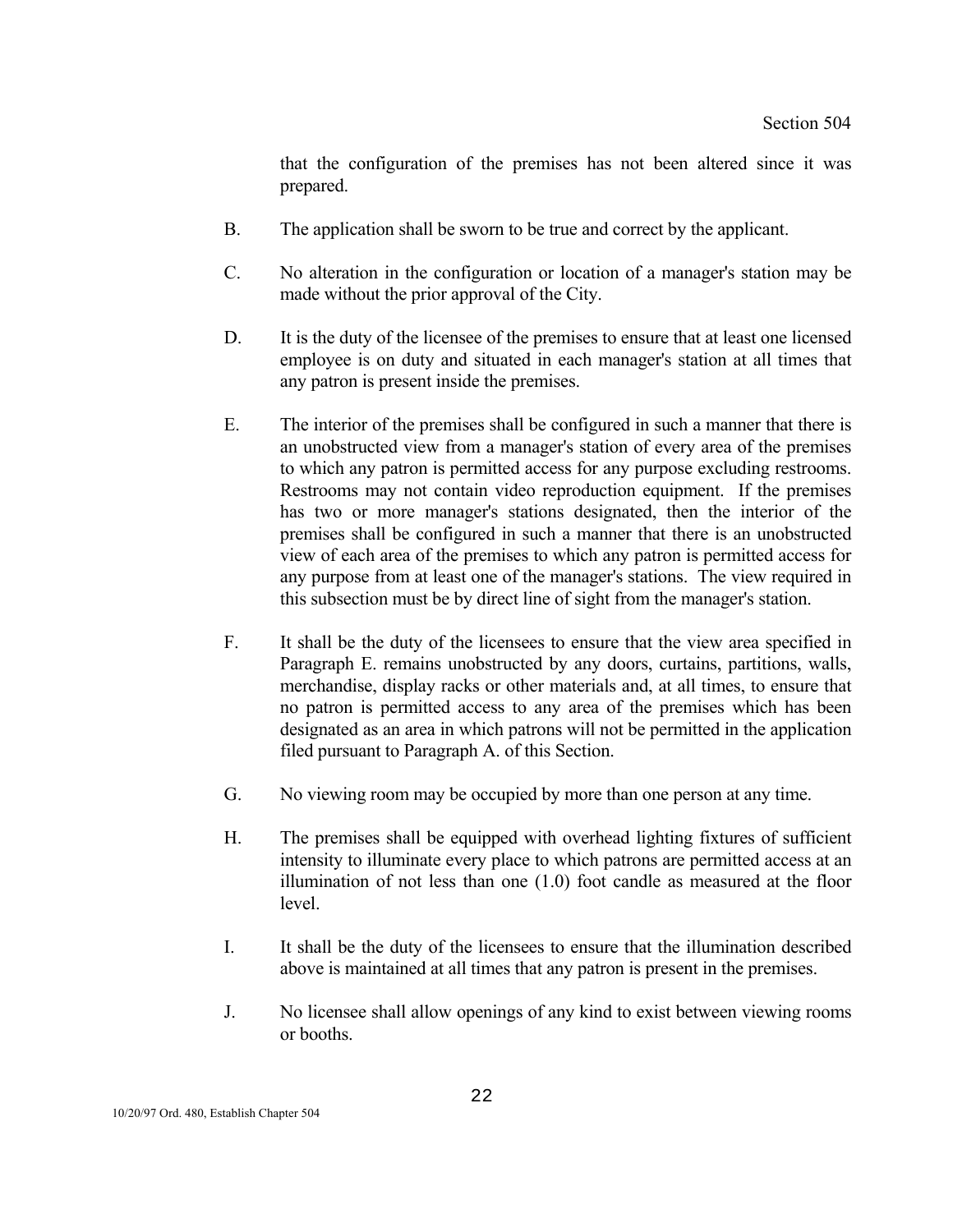that the configuration of the premises has not been altered since it was prepared.

B. The application shall be sworn to be true and correct by the applicant.

C. No alteration in the configuration or location of a manager's station may be made without the prior approval of the City.

D. It is the duty of the licensee of the premises to ensure that at least one licensed employee is on duty and situated in each manager's station at all times that any patron is present inside the premises.

E. The interior of the premises shall be configured in such a manner that there is an unobstructed view from a manager's station of every area of the premises to which any patron is permitted access for any purpose excluding restrooms. Restrooms may not contain video reproduction equipment. If the premises has two or more manager's stations designated, then the interior of the premises shall be configured in such a manner that there is an unobstructed view of each area of the premises to which any patron is permitted access for any purpose from at least one of the manager's stations. The view required in this subsection must be by direct line of sight from the manager's station.

F. It shall be the duty of the licensees to ensure that the view area specified in Paragraph E. remains unobstructed by any doors, curtains, partitions, walls, merchandise, display racks or other materials and, at all times, to ensure that no patron is permitted access to any area of the premises which has been designated as an area in which patrons will not be permitted in the application filed pursuant to Paragraph A. of this Section.

G. No viewing room may be occupied by more than one person at any time.

H. The premises shall be equipped with overhead lighting fixtures of sufficient intensity to illuminate every place to which patrons are permitted access at an illumination of not less than one (1.0) foot candle as measured at the floor level.

I. It shall be the duty of the licensees to ensure that the illumination described above is maintained at all times that any patron is present in the premises.

J. No licensee shall allow openings of any kind to exist between viewing rooms or booths.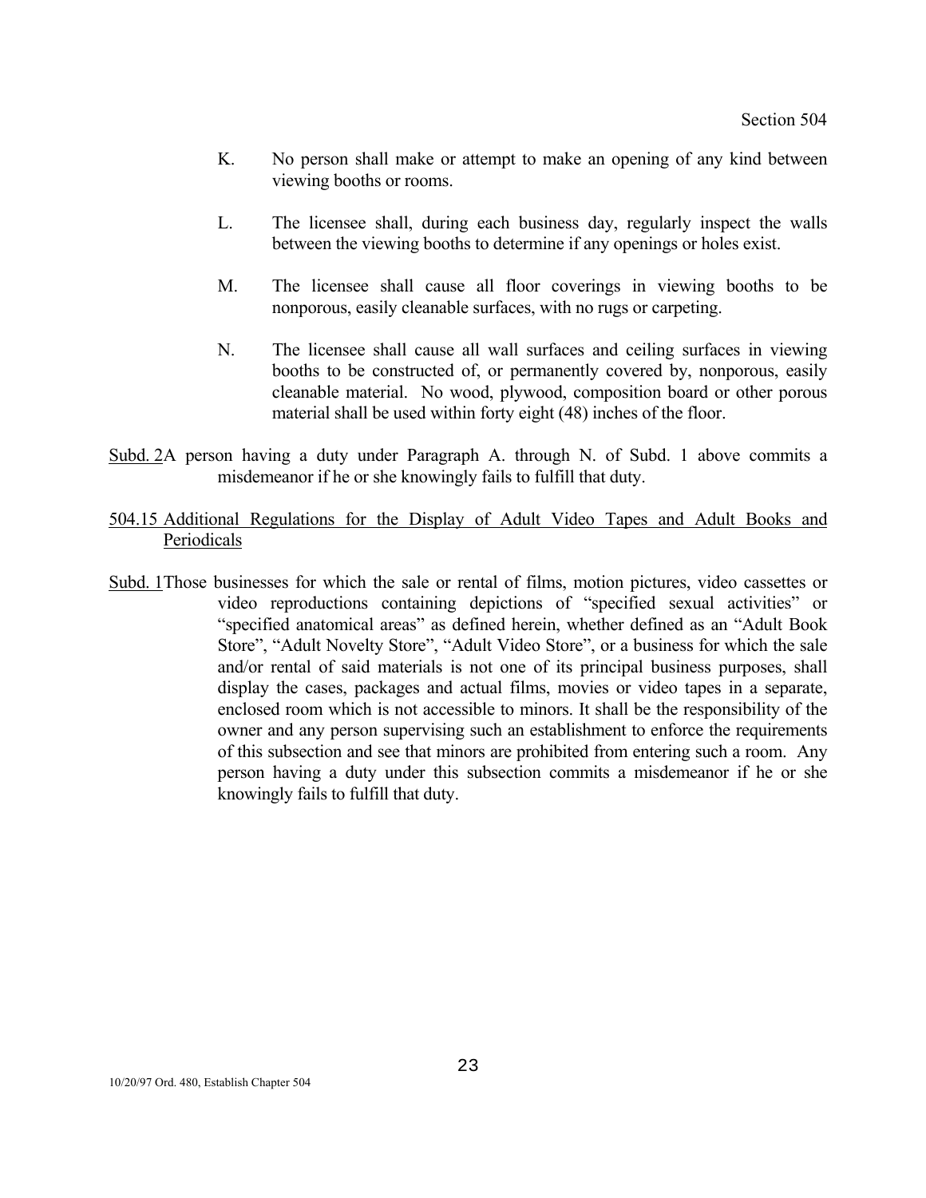K. No person shall make or attempt to make an opening of any kind between viewing booths or rooms.

L. The licensee shall, during each business day, regularly inspect the walls between the viewing booths to determine if any openings or holes exist.

M. The licensee shall cause all floor coverings in viewing booths to be nonporous, easily cleanable surfaces, with no rugs or carpeting.

N. The licensee shall cause all wall surfaces and ceiling surfaces in viewing booths to be constructed of, or permanently covered by, nonporous, easily cleanable material. No wood, plywood, composition board or other porous material shall be used within forty eight (48) inches of the floor.

Subd. 2 A person having a duty under Paragraph A. through N. of Subd. 1 above commits a misdemeanor if he or she knowingly fails to fulfill that duty.

## 504.15 Additional Regulations for the Display of Adult Video Tapes and Adult Books and Periodicals

Subd. 1 Those businesses for which the sale or rental of films, motion pictures, video cassettes or video reproductions containing depictions of "specified sexual activities" or "specified anatomical areas" as defined herein, whether defined as an "Adult Book Store", "Adult Novelty Store", "Adult Video Store", or a business for which the sale and/or rental of said materials is not one of its principal business purposes, shall display the cases, packages and actual films, movies or video tapes in a separate, enclosed room which is not accessible to minors. It shall be the responsibility of the owner and any person supervising such an establishment to enforce the requirements of this subsection and see that minors are prohibited from entering such a room. Any person having a duty under this subsection commits a misdemeanor if he or she knowingly fails to fulfill that duty.

10/20/97 Ord. 480, Establish Chapter 504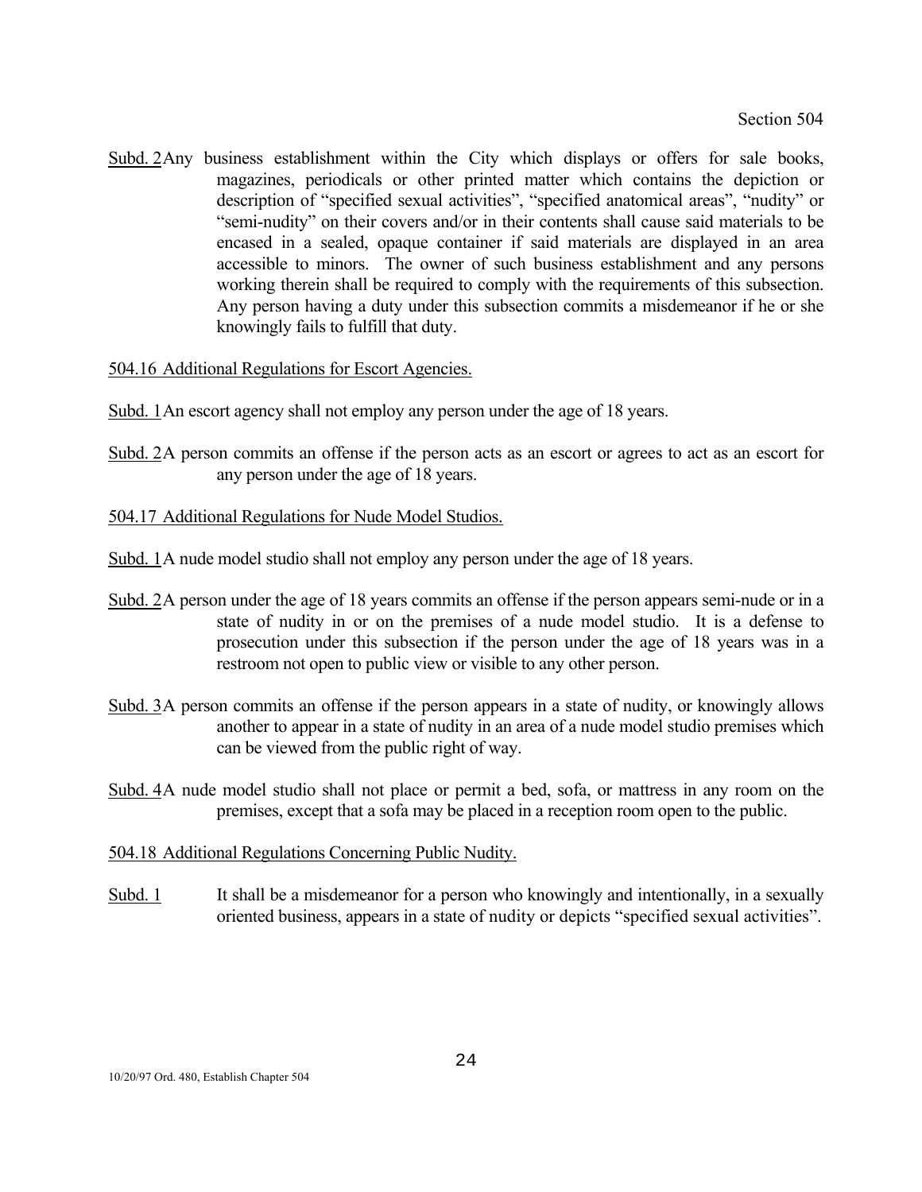Subd. 2 Any business establishment within the City which displays or offers for sale books, magazines, periodicals or other printed matter which contains the depiction or description of "specified sexual activities", "specified anatomical areas", "nudity" or "semi-nudity" on their covers and/or in their contents shall cause said materials to be encased in a sealed, opaque container if said materials are displayed in an area accessible to minors. The owner of such business establishment and any persons working therein shall be required to comply with the requirements of this subsection. Any person having a duty under this subsection commits a misdemeanor if he or she knowingly fails to fulfill that duty.

504.16 Additional Regulations for Escort Agencies.

Subd. 1 An escort agency shall not employ any person under the age of 18 years.

Subd. 2 A person commits an offense if the person acts as an escort or agrees to act as an escort for any person under the age of 18 years.

504.17 Additional Regulations for Nude Model Studios.

Subd. 1 A nude model studio shall not employ any person under the age of 18 years.

Subd. 2 A person under the age of 18 years commits an offense if the person appears semi-nude or in a state of nudity in or on the premises of a nude model studio. It is a defense to prosecution under this subsection if the person under the age of 18 years was in a restroom not open to public view or visible to any other person.

Subd. 3 A person commits an offense if the person appears in a state of nudity, or knowingly allows another to appear in a state of nudity in an area of a nude model studio premises which can be viewed from the public right of way.

Subd. 4 A nude model studio shall not place or permit a bed, sofa, or mattress in any room on the premises, except that a sofa may be placed in a reception room open to the public.

504.18 Additional Regulations Concerning Public Nudity.

Subd. 1 It shall be a misdemeanor for a person who knowingly and intentionally, in a sexually oriented business, appears in a state of nudity or depicts "specified sexual activities".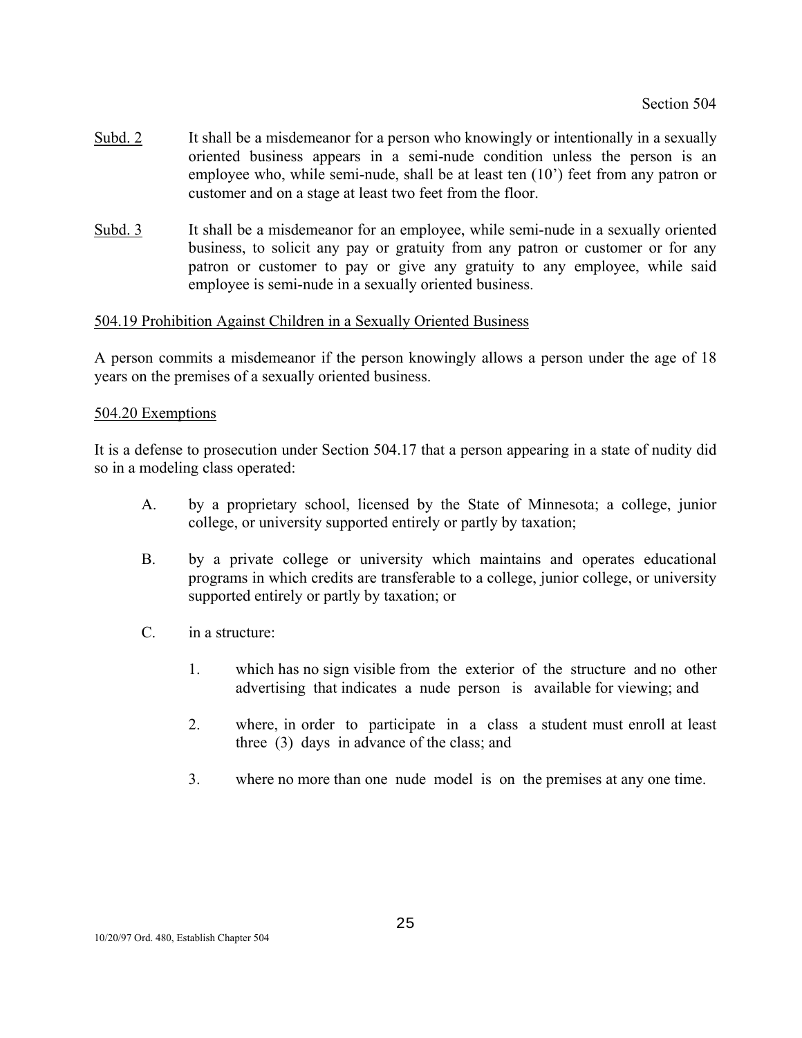Subd. 2 It shall be a misdemeanor for a person who knowingly or intentionally in a sexually oriented business appears in a semi-nude condition unless the person is an employee who, while semi-nude, shall be at least ten (10') feet from any patron or customer and on a stage at least two feet from the floor.

Subd. 3 It shall be a misdemeanor for an employee, while semi-nude in a sexually oriented business, to solicit any pay or gratuity from any patron or customer or for any patron or customer to pay or give any gratuity to any employee, while said employee is semi-nude in a sexually oriented business.

504.19 Prohibition Against Children in a Sexually Oriented Business

A person commits a misdemeanor if the person knowingly allows a person under the age of 18 years on the premises of a sexually oriented business.

504.20 Exemptions

It is a defense to prosecution under Section 504.17 that a person appearing in a state of nudity did so in a modeling class operated:

A. by a proprietary school, licensed by the State of Minnesota; a college, junior college, or university supported entirely or partly by taxation;

B. by a private college or university which maintains and operates educational programs in which credits are transferable to a college, junior college, or university supported entirely or partly by taxation; or

C. in a structure:

   1. which has no sign visible from the exterior of the structure and no other advertising that indicates a nude person is available for viewing; and

   2. where, in order to participate in a class a student must enroll at least three (3) days in advance of the class; and

   3. where no more than one nude model is on the premises at any one time.

10/20/97 Ord. 480, Establish Chapter 504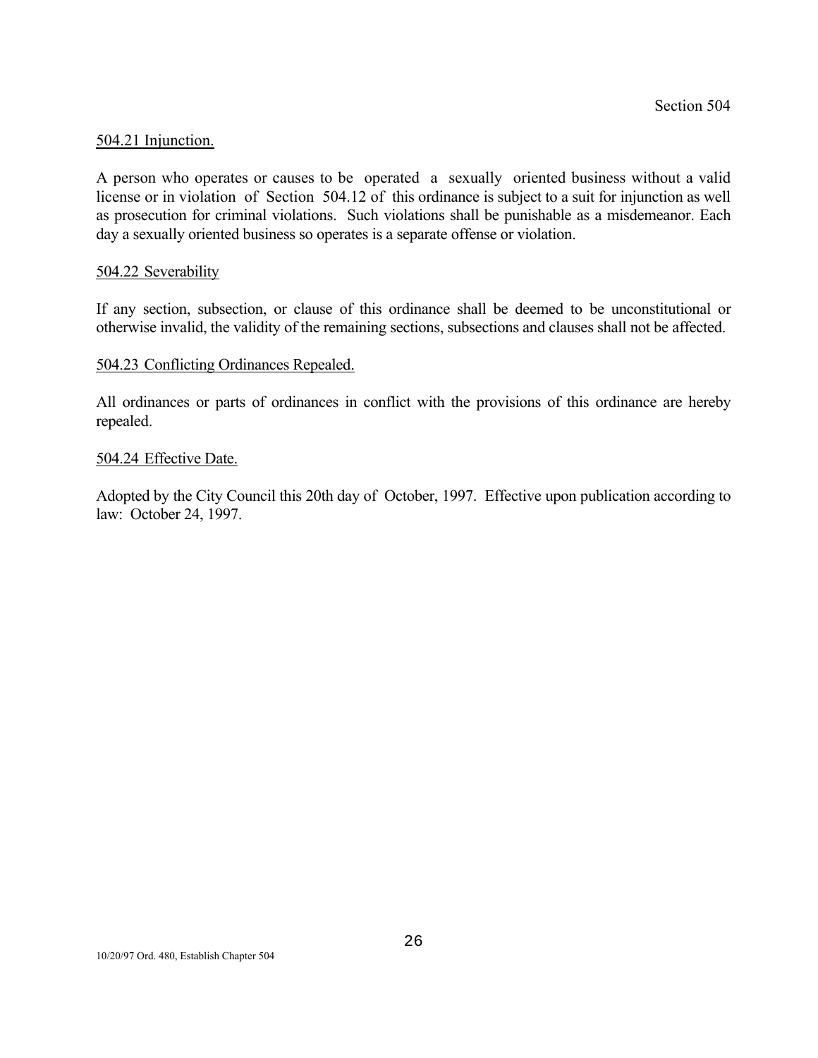504.21 Injunction.

A person who operates or causes to be operated a sexually oriented business without a valid license or in violation of Section 504.12 of this ordinance is subject to a suit for injunction as well as prosecution for criminal violations. Such violations shall be punishable as a misdemeanor. Each day a sexually oriented business so operates is a separate offense or violation.

504.22 Severability

If any section, subsection, or clause of this ordinance shall be deemed to be unconstitutional or otherwise invalid, the validity of the remaining sections, subsections and clauses shall not be affected.

504.23 Conflicting Ordinances Repealed.

All ordinances or parts of ordinances in conflict with the provisions of this ordinance are hereby repealed.

504.24 Effective Date.

Adopted by the City Council this 20th day of October, 1997. Effective upon publication according to law: October 24, 1997.